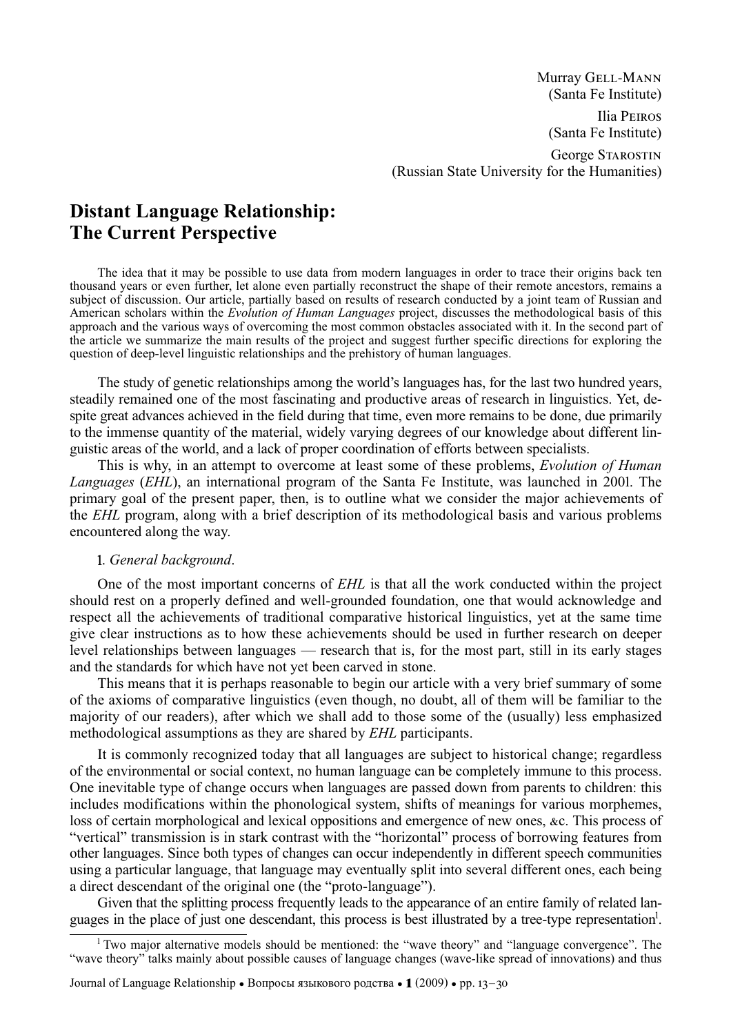Murray Gell-Mann
(Santa Fe Institute)

Ilia Peiros
(Santa Fe Institute)

George Starostin
(Russian State University for the Humanities)

# Distant Language Relationship: The Current Perspective

The idea that it may be possible to use data from modern languages in order to trace their origins back ten thousand years or even further, let alone even partially reconstruct the shape of their remote ancestors, remains a subject of discussion. Our article, partially based on results of research conducted by a joint team of Russian and American scholars within the *Evolution of Human Languages* project, discusses the methodological basis of this approach and the various ways of overcoming the most common obstacles associated with it. In the second part of the article we summarize the main results of the project and suggest further specific directions for exploring the question of deep-level linguistic relationships and the prehistory of human languages.

The study of genetic relationships among the world's languages has, for the last two hundred years, steadily remained one of the most fascinating and productive areas of research in linguistics. Yet, despite great advances achieved in the field during that time, even more remains to be done, due primarily to the immense quantity of the material, widely varying degrees of our knowledge about different linguistic areas of the world, and a lack of proper coordination of efforts between specialists.

This is why, in an attempt to overcome at least some of these problems, *Evolution of Human Languages* (*EHL*), an international program of the Santa Fe Institute, was launched in 2001. The primary goal of the present paper, then, is to outline what we consider the major achievements of the *EHL* program, along with a brief description of its methodological basis and various problems encountered along the way.

1. *General background*.

One of the most important concerns of *EHL* is that all the work conducted within the project should rest on a properly defined and well-grounded foundation, one that would acknowledge and respect all the achievements of traditional comparative historical linguistics, yet at the same time give clear instructions as to how these achievements should be used in further research on deeper level relationships between languages — research that is, for the most part, still in its early stages and the standards for which have not yet been carved in stone.

This means that it is perhaps reasonable to begin our article with a very brief summary of some of the axioms of comparative linguistics (even though, no doubt, all of them will be familiar to the majority of our readers), after which we shall add to those some of the (usually) less emphasized methodological assumptions as they are shared by *EHL* participants.

It is commonly recognized today that all languages are subject to historical change; regardless of the environmental or social context, no human language can be completely immune to this process. One inevitable type of change occurs when languages are passed down from parents to children: this includes modifications within the phonological system, shifts of meanings for various morphemes, loss of certain morphological and lexical oppositions and emergence of new ones, &c. This process of "vertical" transmission is in stark contrast with the "horizontal" process of borrowing features from other languages. Since both types of changes can occur independently in different speech communities using a particular language, that language may eventually split into several different ones, each being a direct descendant of the original one (the "proto-language").

Given that the splitting process frequently leads to the appearance of an entire family of related languages in the place of just one descendant, this process is best illustrated by a tree-type representation[1].

[1] Two major alternative models should be mentioned: the "wave theory" and "language convergence". The "wave theory" talks mainly about possible causes of language changes (wave-like spread of innovations) and thus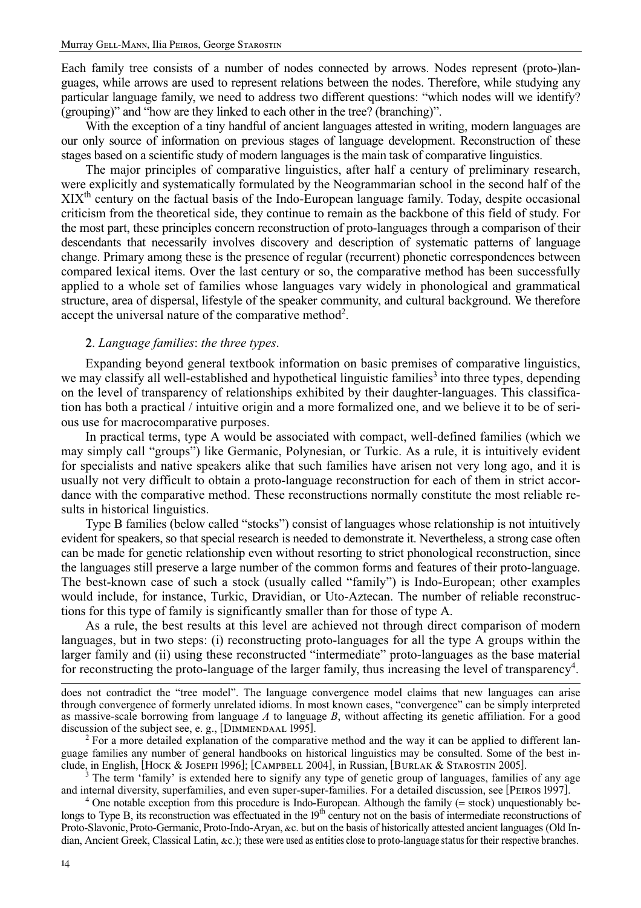Each family tree consists of a number of nodes connected by arrows. Nodes represent (proto-)languages, while arrows are used to represent relations between the nodes. Therefore, while studying any particular language family, we need to address two different questions: "which nodes will we identify? (grouping)" and "how are they linked to each other in the tree? (branching)".

With the exception of a tiny handful of ancient languages attested in writing, modern languages are our only source of information on previous stages of language development. Reconstruction of these stages based on a scientific study of modern languages is the main task of comparative linguistics.

The major principles of comparative linguistics, after half a century of preliminary research, were explicitly and systematically formulated by the Neogrammarian school in the second half of the XIX[th] century on the factual basis of the Indo-European language family. Today, despite occasional criticism from the theoretical side, they continue to remain as the backbone of this field of study. For the most part, these principles concern reconstruction of proto-languages through a comparison of their descendants that necessarily involves discovery and description of systematic patterns of language change. Primary among these is the presence of regular (recurrent) phonetic correspondences between compared lexical items. Over the last century or so, the comparative method has been successfully applied to a whole set of families whose languages vary widely in phonological and grammatical structure, area of dispersal, lifestyle of the speaker community, and cultural background. We therefore accept the universal nature of the comparative method[2].

## 2. *Language families*: *the three types*.

Expanding beyond general textbook information on basic premises of comparative linguistics, we may classify all well-established and hypothetical linguistic families[3] into three types, depending on the level of transparency of relationships exhibited by their daughter-languages. This classification has both a practical / intuitive origin and a more formalized one, and we believe it to be of serious use for macrocomparative purposes.

In practical terms, type A would be associated with compact, well-defined families (which we may simply call "groups") like Germanic, Polynesian, or Turkic. As a rule, it is intuitively evident for specialists and native speakers alike that such families have arisen not very long ago, and it is usually not very difficult to obtain a proto-language reconstruction for each of them in strict accordance with the comparative method. These reconstructions normally constitute the most reliable results in historical linguistics.

Type B families (below called "stocks") consist of languages whose relationship is not intuitively evident for speakers, so that special research is needed to demonstrate it. Nevertheless, a strong case often can be made for genetic relationship even without resorting to strict phonological reconstruction, since the languages still preserve a large number of the common forms and features of their proto-language. The best-known case of such a stock (usually called "family") is Indo-European; other examples would include, for instance, Turkic, Dravidian, or Uto-Aztecan. The number of reliable reconstructions for this type of family is significantly smaller than for those of type A.

As a rule, the best results at this level are achieved not through direct comparison of modern languages, but in two steps: (i) reconstructing proto-languages for all the type A groups within the larger family and (ii) using these reconstructed "intermediate" proto-languages as the base material for reconstructing the proto-language of the larger family, thus increasing the level of transparency[4].

---

does not contradict the "tree model". The language convergence model claims that new languages can arise through convergence of formerly unrelated idioms. In most known cases, "convergence" can be simply interpreted as massive-scale borrowing from language *A* to language *B*, without affecting its genetic affiliation. For a good discussion of the subject see, e. g., [Dimmendaal 1995].

[2] For a more detailed explanation of the comparative method and the way it can be applied to different language families any number of general handbooks on historical linguistics may be consulted. Some of the best include, in English, [Hock & Joseph 1996]; [Campbell 2004], in Russian, [Burlak & Starostin 2005].

[3] The term 'family' is extended here to signify any type of genetic group of languages, families of any age and internal diversity, superfamilies, and even super-super-families. For a detailed discussion, see [Peiros 1997].

[4] One notable exception from this procedure is Indo-European. Although the family (= stock) unquestionably belongs to Type B, its reconstruction was effectuated in the 19[th] century not on the basis of intermediate reconstructions of Proto-Slavonic, Proto-Germanic, Proto-Indo-Aryan, &c. but on the basis of historically attested ancient languages (Old Indian, Ancient Greek, Classical Latin, &c.); these were used as entities close to proto-language status for their respective branches.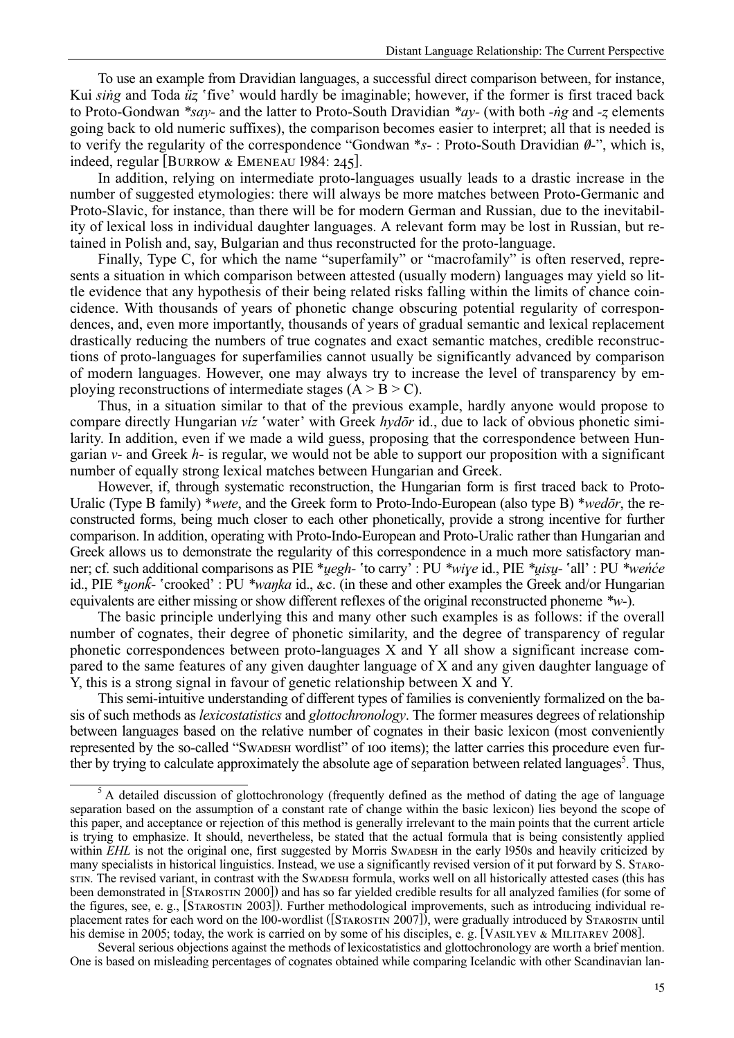To use an example from Dravidian languages, a successful direct comparison between, for instance, Kui *siṅg* and Toda *üẓ* 'five' would hardly be imaginable; however, if the former is first traced back to Proto-Gondwan *\*say-* and the latter to Proto-South Dravidian *\*ay-* (with both *-ṅg* and *-ẓ* elements going back to old numeric suffixes), the comparison becomes easier to interpret; all that is needed is to verify the regularity of the correspondence "Gondwan *\*s-* : Proto-South Dravidian *∅-*", which is, indeed, regular [Burrow & Emeneau 1984: 245].

In addition, relying on intermediate proto-languages usually leads to a drastic increase in the number of suggested etymologies: there will always be more matches between Proto-Germanic and Proto-Slavic, for instance, than there will be for modern German and Russian, due to the inevitability of lexical loss in individual daughter languages. A relevant form may be lost in Russian, but retained in Polish and, say, Bulgarian and thus reconstructed for the proto-language.

Finally, Type C, for which the name "superfamily" or "macrofamily" is often reserved, represents a situation in which comparison between attested (usually modern) languages may yield so little evidence that any hypothesis of their being related risks falling within the limits of chance coincidence. With thousands of years of phonetic change obscuring potential regularity of correspondences, and, even more importantly, thousands of years of gradual semantic and lexical replacement drastically reducing the numbers of true cognates and exact semantic matches, credible reconstructions of proto-languages for superfamilies cannot usually be significantly advanced by comparison of modern languages. However, one may always try to increase the level of transparency by employing reconstructions of intermediate stages (A > B > C).

Thus, in a situation similar to that of the previous example, hardly anyone would propose to compare directly Hungarian *víz* 'water' with Greek *hydōr* id., due to lack of obvious phonetic similarity. In addition, even if we made a wild guess, proposing that the correspondence between Hungarian *v-* and Greek *h-* is regular, we would not be able to support our proposition with a significant number of equally strong lexical matches between Hungarian and Greek.

However, if, through systematic reconstruction, the Hungarian form is first traced back to Proto-Uralic (Type B family) *\*wete*, and the Greek form to Proto-Indo-European (also type B) *\*wedōr*, the reconstructed forms, being much closer to each other phonetically, provide a strong incentive for further comparison. In addition, operating with Proto-Indo-European and Proto-Uralic rather than Hungarian and Greek allows us to demonstrate the regularity of this correspondence in a much more satisfactory manner; cf. such additional comparisons as PIE *\*u̯egh-* 'to carry' : PU *\*wiɣe* id., PIE *\*u̯isu̯-* 'all' : PU *\*weńće* id., PIE *\*u̯onḱ-* 'crooked' : PU *\*waŋka* id., &c. (in these and other examples the Greek and/or Hungarian equivalents are either missing or show different reflexes of the original reconstructed phoneme *\*w-*).

The basic principle underlying this and many other such examples is as follows: if the overall number of cognates, their degree of phonetic similarity, and the degree of transparency of regular phonetic correspondences between proto-languages X and Y all show a significant increase compared to the same features of any given daughter language of X and any given daughter language of Y, this is a strong signal in favour of genetic relationship between X and Y.

This semi-intuitive understanding of different types of families is conveniently formalized on the basis of such methods as *lexicostatistics* and *glottochronology*. The former measures degrees of relationship between languages based on the relative number of cognates in their basic lexicon (most conveniently represented by the so-called "Swadesh wordlist" of 100 items); the latter carries this procedure even further by trying to calculate approximately the absolute age of separation between related languages[5]. Thus,

---

[5] A detailed discussion of glottochronology (frequently defined as the method of dating the age of language separation based on the assumption of a constant rate of change within the basic lexicon) lies beyond the scope of this paper, and acceptance or rejection of this method is generally irrelevant to the main points that the current article is trying to emphasize. It should, nevertheless, be stated that the actual formula that is being consistently applied within *EHL* is not the original one, first suggested by Morris Swadesh in the early 1950s and heavily criticized by many specialists in historical linguistics. Instead, we use a significantly revised version of it put forward by S. Starostin. The revised variant, in contrast with the Swadesh formula, works well on all historically attested cases (this has been demonstrated in [Starostin 2000]) and has so far yielded credible results for all analyzed families (for some of the figures, see, e. g., [Starostin 2003]). Further methodological improvements, such as introducing individual replacement rates for each word on the 100-wordlist ([Starostin 2007]), were gradually introduced by Starostin until his demise in 2005; today, the work is carried on by some of his disciples, e. g. [Vasilyev & Militarev 2008].

Several serious objections against the methods of lexicostatistics and glottochronology are worth a brief mention. One is based on misleading percentages of cognates obtained while comparing Icelandic with other Scandinavian lan-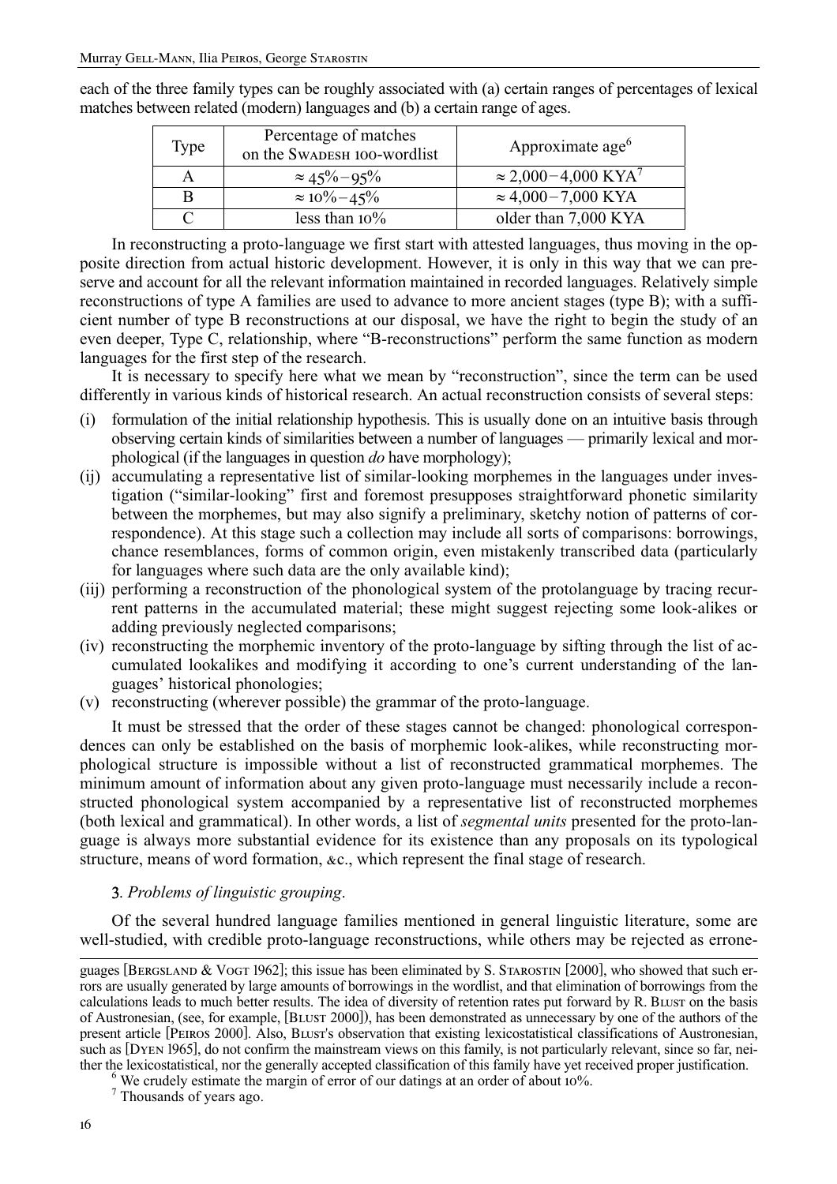each of the three family types can be roughly associated with (a) certain ranges of percentages of lexical matches between related (modern) languages and (b) a certain range of ages.

| Type | Percentage of matches on the SWADESH 100-wordlist | Approximate age[6] |
|---|---|---|
| A | ≈ 45%–95% | ≈ 2,000–4,000 KYA[7] |
| B | ≈ 10%–45% | ≈ 4,000–7,000 KYA |
| C | less than 10% | older than 7,000 KYA |

In reconstructing a proto-language we first start with attested languages, thus moving in the opposite direction from actual historic development. However, it is only in this way that we can preserve and account for all the relevant information maintained in recorded languages. Relatively simple reconstructions of type A families are used to advance to more ancient stages (type B); with a sufficient number of type B reconstructions at our disposal, we have the right to begin the study of an even deeper, Type C, relationship, where "B-reconstructions" perform the same function as modern languages for the first step of the research.

It is necessary to specify here what we mean by "reconstruction", since the term can be used differently in various kinds of historical research. An actual reconstruction consists of several steps:

(i) formulation of the initial relationship hypothesis. This is usually done on an intuitive basis through observing certain kinds of similarities between a number of languages — primarily lexical and morphological (if the languages in question *do* have morphology);

(ij) accumulating a representative list of similar-looking morphemes in the languages under investigation ("similar-looking" first and foremost presupposes straightforward phonetic similarity between the morphemes, but may also signify a preliminary, sketchy notion of patterns of correspondence). At this stage such a collection may include all sorts of comparisons: borrowings, chance resemblances, forms of common origin, even mistakenly transcribed data (particularly for languages where such data are the only available kind);

(iij) performing a reconstruction of the phonological system of the protolanguage by tracing recurrent patterns in the accumulated material; these might suggest rejecting some look-alikes or adding previously neglected comparisons;

(iv) reconstructing the morphemic inventory of the proto-language by sifting through the list of accumulated lookalikes and modifying it according to one's current understanding of the languages' historical phonologies;

(v) reconstructing (wherever possible) the grammar of the proto-language.

It must be stressed that the order of these stages cannot be changed: phonological correspondences can only be established on the basis of morphemic look-alikes, while reconstructing morphological structure is impossible without a list of reconstructed grammatical morphemes. The minimum amount of information about any given proto-language must necessarily include a reconstructed phonological system accompanied by a representative list of reconstructed morphemes (both lexical and grammatical). In other words, a list of *segmental units* presented for the proto-language is always more substantial evidence for its existence than any proposals on its typological structure, means of word formation, &c., which represent the final stage of research.

### 3. *Problems of linguistic grouping*.

Of the several hundred language families mentioned in general linguistic literature, some are well-studied, with credible proto-language reconstructions, while others may be rejected as errone-

guages [BERGSLAND & VOGT 1962]; this issue has been eliminated by S. STAROSTIN [2000], who showed that such errors are usually generated by large amounts of borrowings in the wordlist, and that elimination of borrowings from the calculations leads to much better results. The idea of diversity of retention rates put forward by R. BLUST on the basis of Austronesian, (see, for example, [BLUST 2000]), has been demonstrated as unnecessary by one of the authors of the present article [PEIROS 2000]. Also, BLUST's observation that existing lexicostatistical classifications of Austronesian, such as [DYEN 1965], do not confirm the mainstream views on this family, is not particularly relevant, since so far, neither the lexicostatistical, nor the generally accepted classification of this family have yet received proper justification.

[6] We crudely estimate the margin of error of our datings at an order of about 10%.

[7] Thousands of years ago.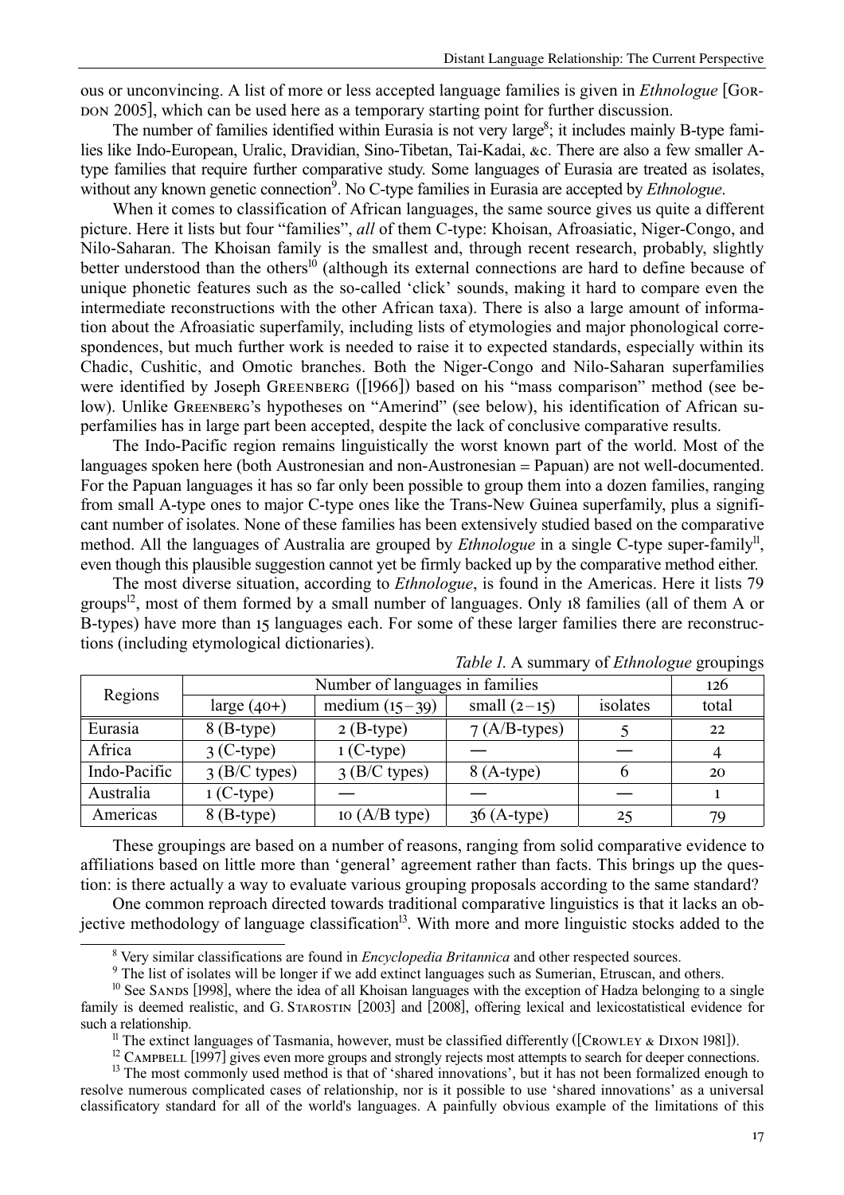ous or unconvincing. A list of more or less accepted language families is given in *Ethnologue* [Gordon 2005], which can be used here as a temporary starting point for further discussion.

The number of families identified within Eurasia is not very large[8]; it includes mainly B-type families like Indo-European, Uralic, Dravidian, Sino-Tibetan, Tai-Kadai, &c. There are also a few smaller A-type families that require further comparative study. Some languages of Eurasia are treated as isolates, without any known genetic connection[9]. No C-type families in Eurasia are accepted by *Ethnologue*.

When it comes to classification of African languages, the same source gives us quite a different picture. Here it lists but four "families", *all* of them C-type: Khoisan, Afroasiatic, Niger-Congo, and Nilo-Saharan. The Khoisan family is the smallest and, through recent research, probably, slightly better understood than the others[10] (although its external connections are hard to define because of unique phonetic features such as the so-called 'click' sounds, making it hard to compare even the intermediate reconstructions with the other African taxa). There is also a large amount of information about the Afroasiatic superfamily, including lists of etymologies and major phonological correspondences, but much further work is needed to raise it to expected standards, especially within its Chadic, Cushitic, and Omotic branches. Both the Niger-Congo and Nilo-Saharan superfamilies were identified by Joseph Greenberg ([1966]) based on his "mass comparison" method (see below). Unlike Greenberg's hypotheses on "Amerind" (see below), his identification of African superfamilies has in large part been accepted, despite the lack of conclusive comparative results.

The Indo-Pacific region remains linguistically the worst known part of the world. Most of the languages spoken here (both Austronesian and non-Austronesian = Papuan) are not well-documented. For the Papuan languages it has so far only been possible to group them into a dozen families, ranging from small A-type ones to major C-type ones like the Trans-New Guinea superfamily, plus a significant number of isolates. None of these families has been extensively studied based on the comparative method. All the languages of Australia are grouped by *Ethnologue* in a single C-type super-family[11], even though this plausible suggestion cannot yet be firmly backed up by the comparative method either.

The most diverse situation, according to *Ethnologue*, is found in the Americas. Here it lists 79 groups[12], most of them formed by a small number of languages. Only 18 families (all of them A or B-types) have more than 15 languages each. For some of these larger families there are reconstructions (including etymological dictionaries).

*Table 1.* A summary of *Ethnologue* groupings

| Regions | Number of languages in families | | | | 126 |
|---|---|---|---|---|---|
| | large (40+) | medium (15–39) | small (2–15) | isolates | total |
| Eurasia | 8 (B-type) | 2 (B-type) | 7 (A/B-types) | 5 | 22 |
| Africa | 3 (C-type) | 1 (C-type) | — | — | 4 |
| Indo-Pacific | 3 (B/C types) | 3 (B/C types) | 8 (A-type) | 6 | 20 |
| Australia | 1 (C-type) | — | — | — | 1 |
| Americas | 8 (B-type) | 10 (A/B type) | 36 (A-type) | 25 | 79 |

These groupings are based on a number of reasons, ranging from solid comparative evidence to affiliations based on little more than 'general' agreement rather than facts. This brings up the question: is there actually a way to evaluate various grouping proposals according to the same standard?

One common reproach directed towards traditional comparative linguistics is that it lacks an objective methodology of language classification[13]. With more and more linguistic stocks added to the

---

[8] Very similar classifications are found in *Encyclopedia Britannica* and other respected sources.

[9] The list of isolates will be longer if we add extinct languages such as Sumerian, Etruscan, and others.

[10] See Sands [1998], where the idea of all Khoisan languages with the exception of Hadza belonging to a single family is deemed realistic, and G. Starostin [2003] and [2008], offering lexical and lexicostatistical evidence for such a relationship.

[11] The extinct languages of Tasmania, however, must be classified differently ([Crowley & Dixon 1981]).

[12] Campbell [1997] gives even more groups and strongly rejects most attempts to search for deeper connections.

[13] The most commonly used method is that of 'shared innovations', but it has not been formalized enough to resolve numerous complicated cases of relationship, nor is it possible to use 'shared innovations' as a universal classificatory standard for all of the world's languages. A painfully obvious example of the limitations of this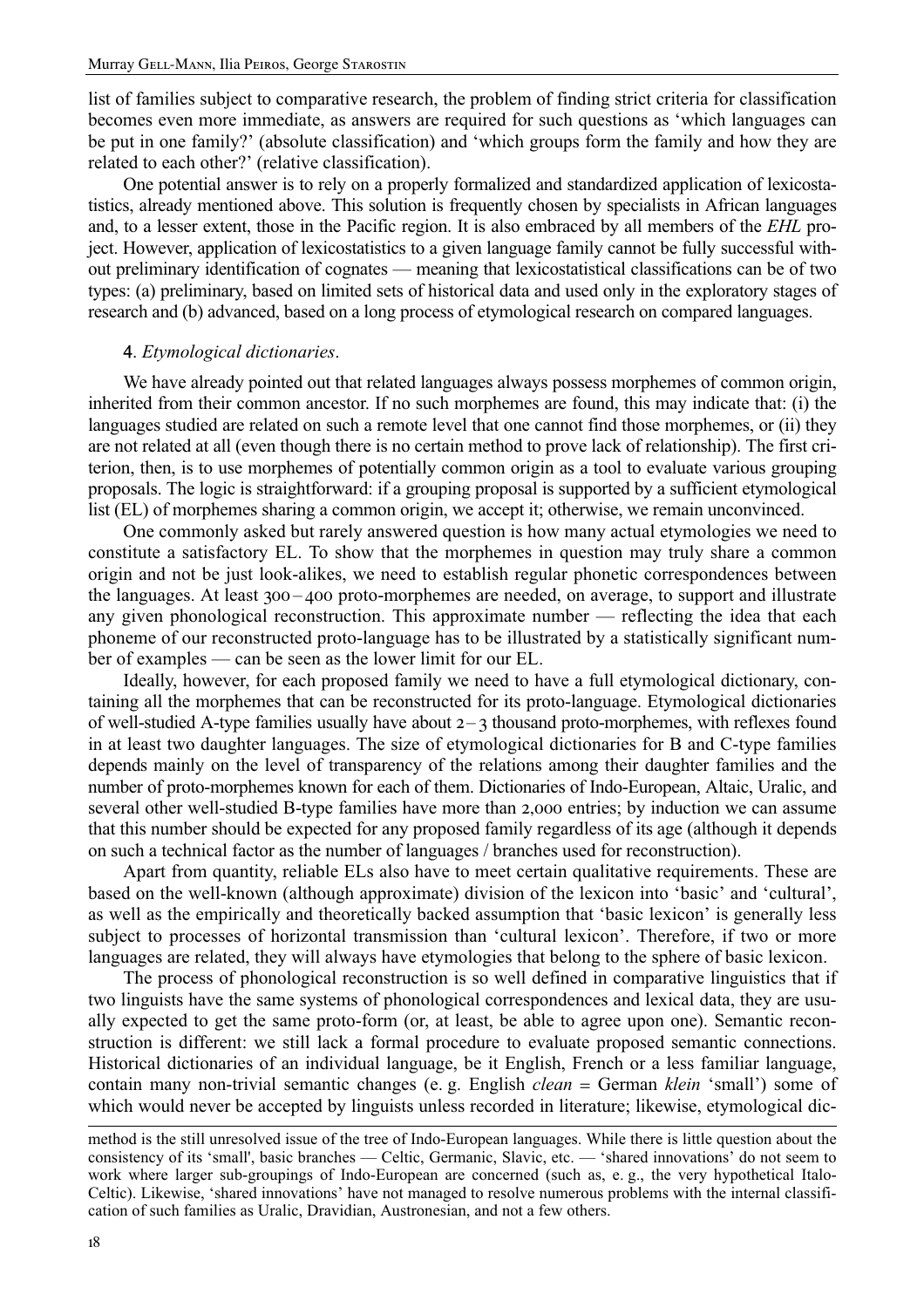list of families subject to comparative research, the problem of finding strict criteria for classification becomes even more immediate, as answers are required for such questions as 'which languages can be put in one family?' (absolute classification) and 'which groups form the family and how they are related to each other?' (relative classification).

One potential answer is to rely on a properly formalized and standardized application of lexicostatistics, already mentioned above. This solution is frequently chosen by specialists in African languages and, to a lesser extent, those in the Pacific region. It is also embraced by all members of the *EHL* project. However, application of lexicostatistics to a given language family cannot be fully successful without preliminary identification of cognates — meaning that lexicostatistical classifications can be of two types: (a) preliminary, based on limited sets of historical data and used only in the exploratory stages of research and (b) advanced, based on a long process of etymological research on compared languages.

### 4. *Etymological dictionaries*.

We have already pointed out that related languages always possess morphemes of common origin, inherited from their common ancestor. If no such morphemes are found, this may indicate that: (i) the languages studied are related on such a remote level that one cannot find those morphemes, or (ii) they are not related at all (even though there is no certain method to prove lack of relationship). The first criterion, then, is to use morphemes of potentially common origin as a tool to evaluate various grouping proposals. The logic is straightforward: if a grouping proposal is supported by a sufficient etymological list (EL) of morphemes sharing a common origin, we accept it; otherwise, we remain unconvinced.

One commonly asked but rarely answered question is how many actual etymologies we need to constitute a satisfactory EL. To show that the morphemes in question may truly share a common origin and not be just look-alikes, we need to establish regular phonetic correspondences between the languages. At least 300 – 400 proto-morphemes are needed, on average, to support and illustrate any given phonological reconstruction. This approximate number — reflecting the idea that each phoneme of our reconstructed proto-language has to be illustrated by a statistically significant number of examples — can be seen as the lower limit for our EL.

Ideally, however, for each proposed family we need to have a full etymological dictionary, containing all the morphemes that can be reconstructed for its proto-language. Etymological dictionaries of well-studied A-type families usually have about 2 – 3 thousand proto-morphemes, with reflexes found in at least two daughter languages. The size of etymological dictionaries for B and C-type families depends mainly on the level of transparency of the relations among their daughter families and the number of proto-morphemes known for each of them. Dictionaries of Indo-European, Altaic, Uralic, and several other well-studied B-type families have more than 2,000 entries; by induction we can assume that this number should be expected for any proposed family regardless of its age (although it depends on such a technical factor as the number of languages / branches used for reconstruction).

Apart from quantity, reliable ELs also have to meet certain qualitative requirements. These are based on the well-known (although approximate) division of the lexicon into 'basic' and 'cultural', as well as the empirically and theoretically backed assumption that 'basic lexicon' is generally less subject to processes of horizontal transmission than 'cultural lexicon'. Therefore, if two or more languages are related, they will always have etymologies that belong to the sphere of basic lexicon.

The process of phonological reconstruction is so well defined in comparative linguistics that if two linguists have the same systems of phonological correspondences and lexical data, they are usually expected to get the same proto-form (or, at least, be able to agree upon one). Semantic reconstruction is different: we still lack a formal procedure to evaluate proposed semantic connections. Historical dictionaries of an individual language, be it English, French or a less familiar language, contain many non-trivial semantic changes (e. g. English *clean* = German *klein* 'small') some of which would never be accepted by linguists unless recorded in literature; likewise, etymological dic-

method is the still unresolved issue of the tree of Indo-European languages. While there is little question about the consistency of its 'small', basic branches — Celtic, Germanic, Slavic, etc. — 'shared innovations' do not seem to work where larger sub-groupings of Indo-European are concerned (such as, e. g., the very hypothetical Italo-Celtic). Likewise, 'shared innovations' have not managed to resolve numerous problems with the internal classification of such families as Uralic, Dravidian, Austronesian, and not a few others.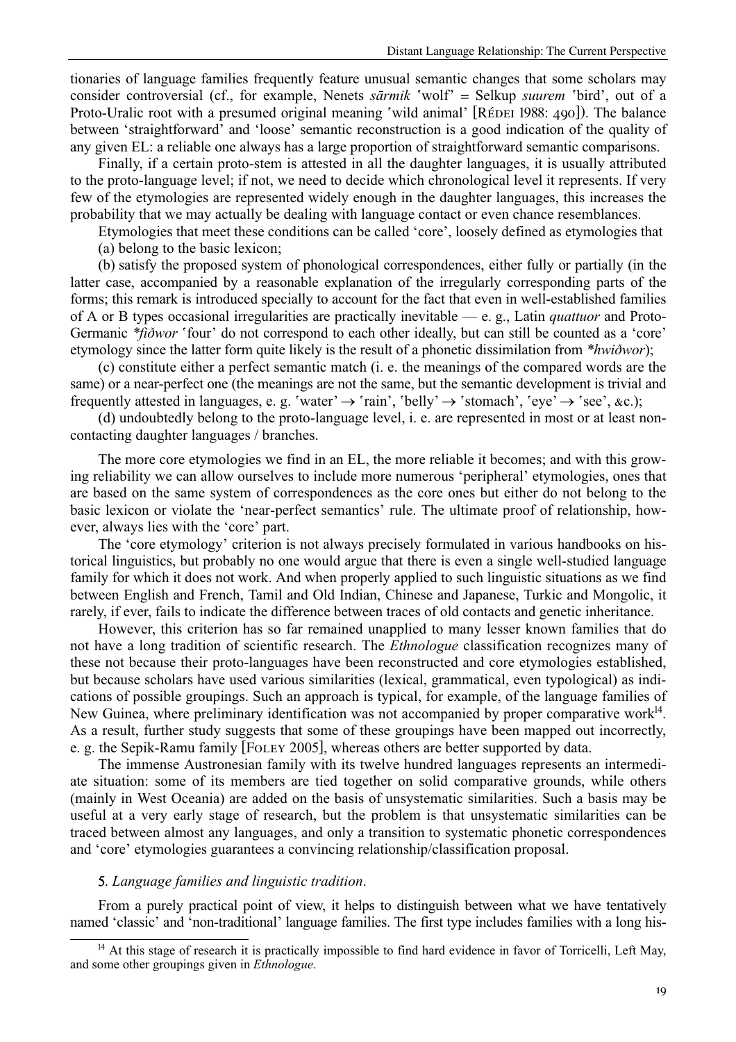tionaries of language families frequently feature unusual semantic changes that some scholars may consider controversial (cf., for example, Nenets *sārmik* 'wolf' = Selkup *suurem* 'bird', out of a Proto-Uralic root with a presumed original meaning 'wild animal' [Rédei 1988: 490]). The balance between 'straightforward' and 'loose' semantic reconstruction is a good indication of the quality of any given EL: a reliable one always has a large proportion of straightforward semantic comparisons.

Finally, if a certain proto-stem is attested in all the daughter languages, it is usually attributed to the proto-language level; if not, we need to decide which chronological level it represents. If very few of the etymologies are represented widely enough in the daughter languages, this increases the probability that we may actually be dealing with language contact or even chance resemblances.

Etymologies that meet these conditions can be called 'core', loosely defined as etymologies that

(a) belong to the basic lexicon;

(b) satisfy the proposed system of phonological correspondences, either fully or partially (in the latter case, accompanied by a reasonable explanation of the irregularly corresponding parts of the forms; this remark is introduced specially to account for the fact that even in well-established families of A or B types occasional irregularities are practically inevitable — e. g., Latin *quattuor* and Proto-Germanic *\*fiđwor* 'four' do not correspond to each other ideally, but can still be counted as a 'core' etymology since the latter form quite likely is the result of a phonetic dissimilation from *\*hwiđwor*);

(c) constitute either a perfect semantic match (i. e. the meanings of the compared words are the same) or a near-perfect one (the meanings are not the same, but the semantic development is trivial and frequently attested in languages, e. g. 'water' → 'rain', 'belly' → 'stomach', 'eye' → 'see', &c.);

(d) undoubtedly belong to the proto-language level, i. e. are represented in most or at least non-contacting daughter languages / branches.

The more core etymologies we find in an EL, the more reliable it becomes; and with this growing reliability we can allow ourselves to include more numerous 'peripheral' etymologies, ones that are based on the same system of correspondences as the core ones but either do not belong to the basic lexicon or violate the 'near-perfect semantics' rule. The ultimate proof of relationship, however, always lies with the 'core' part.

The 'core etymology' criterion is not always precisely formulated in various handbooks on historical linguistics, but probably no one would argue that there is even a single well-studied language family for which it does not work. And when properly applied to such linguistic situations as we find between English and French, Tamil and Old Indian, Chinese and Japanese, Turkic and Mongolic, it rarely, if ever, fails to indicate the difference between traces of old contacts and genetic inheritance.

However, this criterion has so far remained unapplied to many lesser known families that do not have a long tradition of scientific research. The *Ethnologue* classification recognizes many of these not because their proto-languages have been reconstructed and core etymologies established, but because scholars have used various similarities (lexical, grammatical, even typological) as indications of possible groupings. Such an approach is typical, for example, of the language families of New Guinea, where preliminary identification was not accompanied by proper comparative work[14]. As a result, further study suggests that some of these groupings have been mapped out incorrectly, e. g. the Sepik-Ramu family [Foley 2005], whereas others are better supported by data.

The immense Austronesian family with its twelve hundred languages represents an intermediate situation: some of its members are tied together on solid comparative grounds, while others (mainly in West Oceania) are added on the basis of unsystematic similarities. Such a basis may be useful at a very early stage of research, but the problem is that unsystematic similarities can be traced between almost any languages, and only a transition to systematic phonetic correspondences and 'core' etymologies guarantees a convincing relationship/classification proposal.

## 5. *Language families and linguistic tradition*.

From a purely practical point of view, it helps to distinguish between what we have tentatively named 'classic' and 'non-traditional' language families. The first type includes families with a long his-

[14] At this stage of research it is practically impossible to find hard evidence in favor of Torricelli, Left May, and some other groupings given in *Ethnologue*.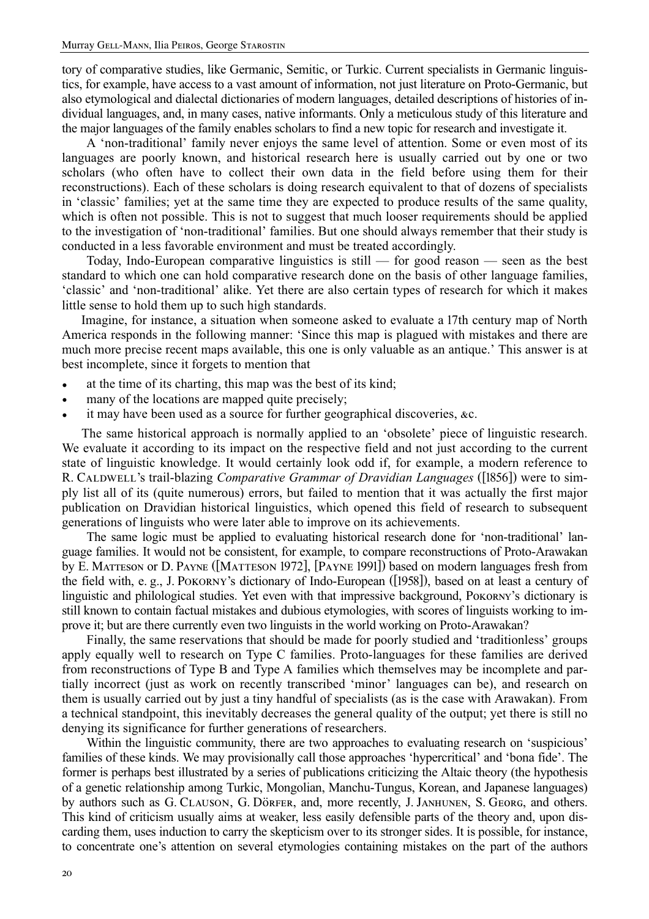tory of comparative studies, like Germanic, Semitic, or Turkic. Current specialists in Germanic linguistics, for example, have access to a vast amount of information, not just literature on Proto-Germanic, but also etymological and dialectal dictionaries of modern languages, detailed descriptions of histories of individual languages, and, in many cases, native informants. Only a meticulous study of this literature and the major languages of the family enables scholars to find a new topic for research and investigate it.

A 'non-traditional' family never enjoys the same level of attention. Some or even most of its languages are poorly known, and historical research here is usually carried out by one or two scholars (who often have to collect their own data in the field before using them for their reconstructions). Each of these scholars is doing research equivalent to that of dozens of specialists in 'classic' families; yet at the same time they are expected to produce results of the same quality, which is often not possible. This is not to suggest that much looser requirements should be applied to the investigation of 'non-traditional' families. But one should always remember that their study is conducted in a less favorable environment and must be treated accordingly.

Today, Indo-European comparative linguistics is still — for good reason — seen as the best standard to which one can hold comparative research done on the basis of other language families, 'classic' and 'non-traditional' alike. Yet there are also certain types of research for which it makes little sense to hold them up to such high standards.

Imagine, for instance, a situation when someone asked to evaluate a 17th century map of North America responds in the following manner: 'Since this map is plagued with mistakes and there are much more precise recent maps available, this one is only valuable as an antique.' This answer is at best incomplete, since it forgets to mention that

- at the time of its charting, this map was the best of its kind;
- many of the locations are mapped quite precisely;
- it may have been used as a source for further geographical discoveries, &c.

The same historical approach is normally applied to an 'obsolete' piece of linguistic research. We evaluate it according to its impact on the respective field and not just according to the current state of linguistic knowledge. It would certainly look odd if, for example, a modern reference to R. Caldwell's trail-blazing *Comparative Grammar of Dravidian Languages* ([1856]) were to simply list all of its (quite numerous) errors, but failed to mention that it was actually the first major publication on Dravidian historical linguistics, which opened this field of research to subsequent generations of linguists who were later able to improve on its achievements.

The same logic must be applied to evaluating historical research done for 'non-traditional' language families. It would not be consistent, for example, to compare reconstructions of Proto-Arawakan by E. Matteson or D. Payne ([Matteson 1972], [Payne 1991]) based on modern languages fresh from the field with, e. g., J. Pokorny's dictionary of Indo-European ([1958]), based on at least a century of linguistic and philological studies. Yet even with that impressive background, Pokorny's dictionary is still known to contain factual mistakes and dubious etymologies, with scores of linguists working to improve it; but are there currently even two linguists in the world working on Proto-Arawakan?

Finally, the same reservations that should be made for poorly studied and 'traditionless' groups apply equally well to research on Type C families. Proto-languages for these families are derived from reconstructions of Type B and Type A families which themselves may be incomplete and partially incorrect (just as work on recently transcribed 'minor' languages can be), and research on them is usually carried out by just a tiny handful of specialists (as is the case with Arawakan). From a technical standpoint, this inevitably decreases the general quality of the output; yet there is still no denying its significance for further generations of researchers.

Within the linguistic community, there are two approaches to evaluating research on 'suspicious' families of these kinds. We may provisionally call those approaches 'hypercritical' and 'bona fide'. The former is perhaps best illustrated by a series of publications criticizing the Altaic theory (the hypothesis of a genetic relationship among Turkic, Mongolian, Manchu-Tungus, Korean, and Japanese languages) by authors such as G. Clauson, G. Dörfer, and, more recently, J. Janhunen, S. Georg, and others. This kind of criticism usually aims at weaker, less easily defensible parts of the theory and, upon discarding them, uses induction to carry the skepticism over to its stronger sides. It is possible, for instance, to concentrate one's attention on several etymologies containing mistakes on the part of the authors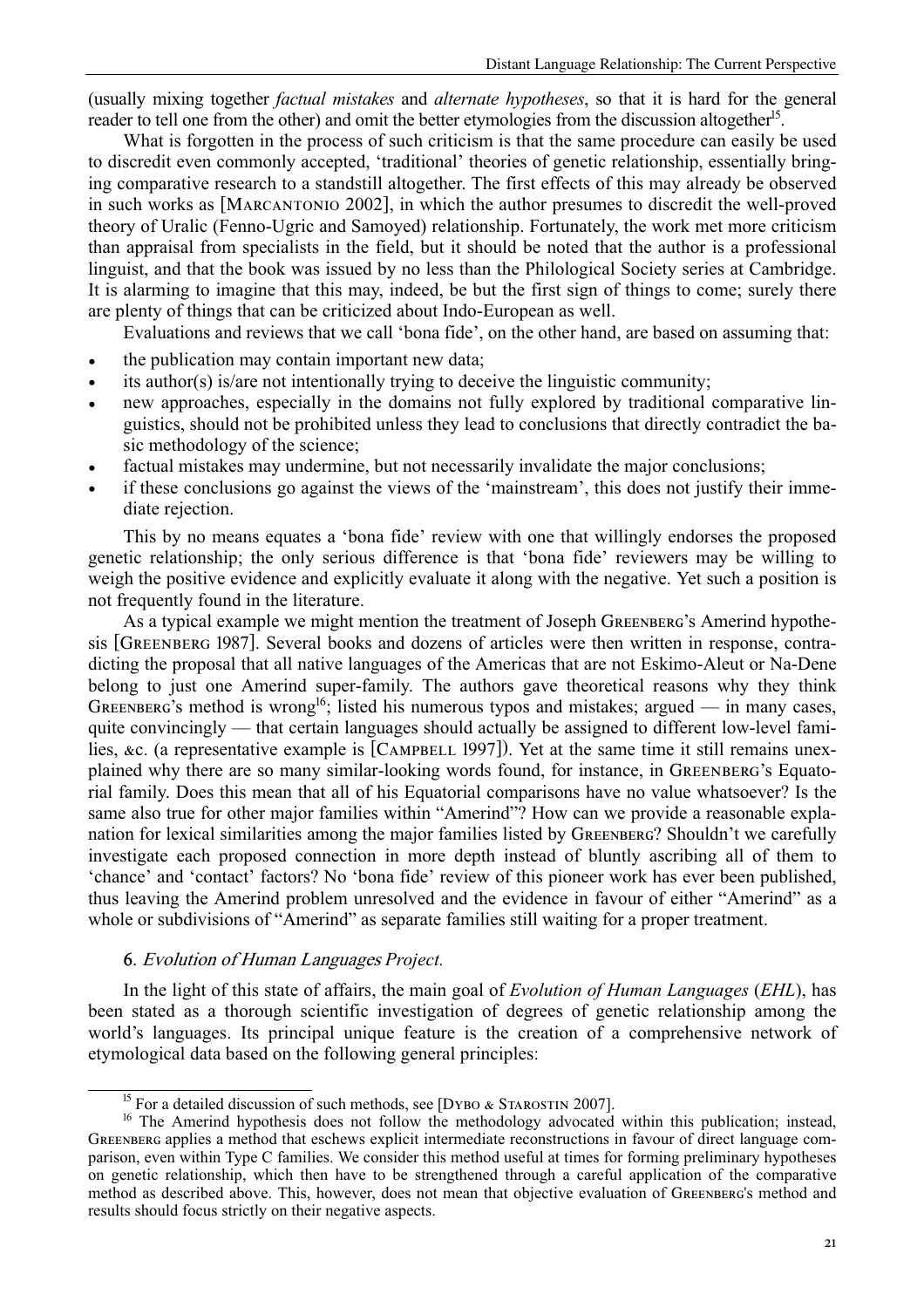(usually mixing together *factual mistakes* and *alternate hypotheses*, so that it is hard for the general reader to tell one from the other) and omit the better etymologies from the discussion altogether[15].

What is forgotten in the process of such criticism is that the same procedure can easily be used to discredit even commonly accepted, 'traditional' theories of genetic relationship, essentially bringing comparative research to a standstill altogether. The first effects of this may already be observed in such works as [Marcantonio 2002], in which the author presumes to discredit the well-proved theory of Uralic (Fenno-Ugric and Samoyed) relationship. Fortunately, the work met more criticism than appraisal from specialists in the field, but it should be noted that the author is a professional linguist, and that the book was issued by no less than the Philological Society series at Cambridge. It is alarming to imagine that this may, indeed, be but the first sign of things to come; surely there are plenty of things that can be criticized about Indo-European as well.

Evaluations and reviews that we call 'bona fide', on the other hand, are based on assuming that:

- the publication may contain important new data;
- its author(s) is/are not intentionally trying to deceive the linguistic community;
- new approaches, especially in the domains not fully explored by traditional comparative linguistics, should not be prohibited unless they lead to conclusions that directly contradict the basic methodology of the science;
- factual mistakes may undermine, but not necessarily invalidate the major conclusions;
- if these conclusions go against the views of the 'mainstream', this does not justify their immediate rejection.

This by no means equates a 'bona fide' review with one that willingly endorses the proposed genetic relationship; the only serious difference is that 'bona fide' reviewers may be willing to weigh the positive evidence and explicitly evaluate it along with the negative. Yet such a position is not frequently found in the literature.

As a typical example we might mention the treatment of Joseph Greenberg's Amerind hypothesis [Greenberg 1987]. Several books and dozens of articles were then written in response, contradicting the proposal that all native languages of the Americas that are not Eskimo-Aleut or Na-Dene belong to just one Amerind super-family. The authors gave theoretical reasons why they think Greenberg's method is wrong[16]; listed his numerous typos and mistakes; argued — in many cases, quite convincingly — that certain languages should actually be assigned to different low-level families, &c. (a representative example is [Campbell 1997]). Yet at the same time it still remains unexplained why there are so many similar-looking words found, for instance, in Greenberg's Equatorial family. Does this mean that all of his Equatorial comparisons have no value whatsoever? Is the same also true for other major families within "Amerind"? How can we provide a reasonable explanation for lexical similarities among the major families listed by Greenberg? Shouldn't we carefully investigate each proposed connection in more depth instead of bluntly ascribing all of them to 'chance' and 'contact' factors? No 'bona fide' review of this pioneer work has ever been published, thus leaving the Amerind problem unresolved and the evidence in favour of either "Amerind" as a whole or subdivisions of "Amerind" as separate families still waiting for a proper treatment.

## 6. *Evolution of Human Languages Project.*

In the light of this state of affairs, the main goal of *Evolution of Human Languages* (*EHL*), has been stated as a thorough scientific investigation of degrees of genetic relationship among the world's languages. Its principal unique feature is the creation of a comprehensive network of etymological data based on the following general principles:

---

[15] For a detailed discussion of such methods, see [Dybo & Starostin 2007].

[16] The Amerind hypothesis does not follow the methodology advocated within this publication; instead, Greenberg applies a method that eschews explicit intermediate reconstructions in favour of direct language comparison, even within Type C families. We consider this method useful at times for forming preliminary hypotheses on genetic relationship, which then have to be strengthened through a careful application of the comparative method as described above. This, however, does not mean that objective evaluation of Greenberg's method and results should focus strictly on their negative aspects.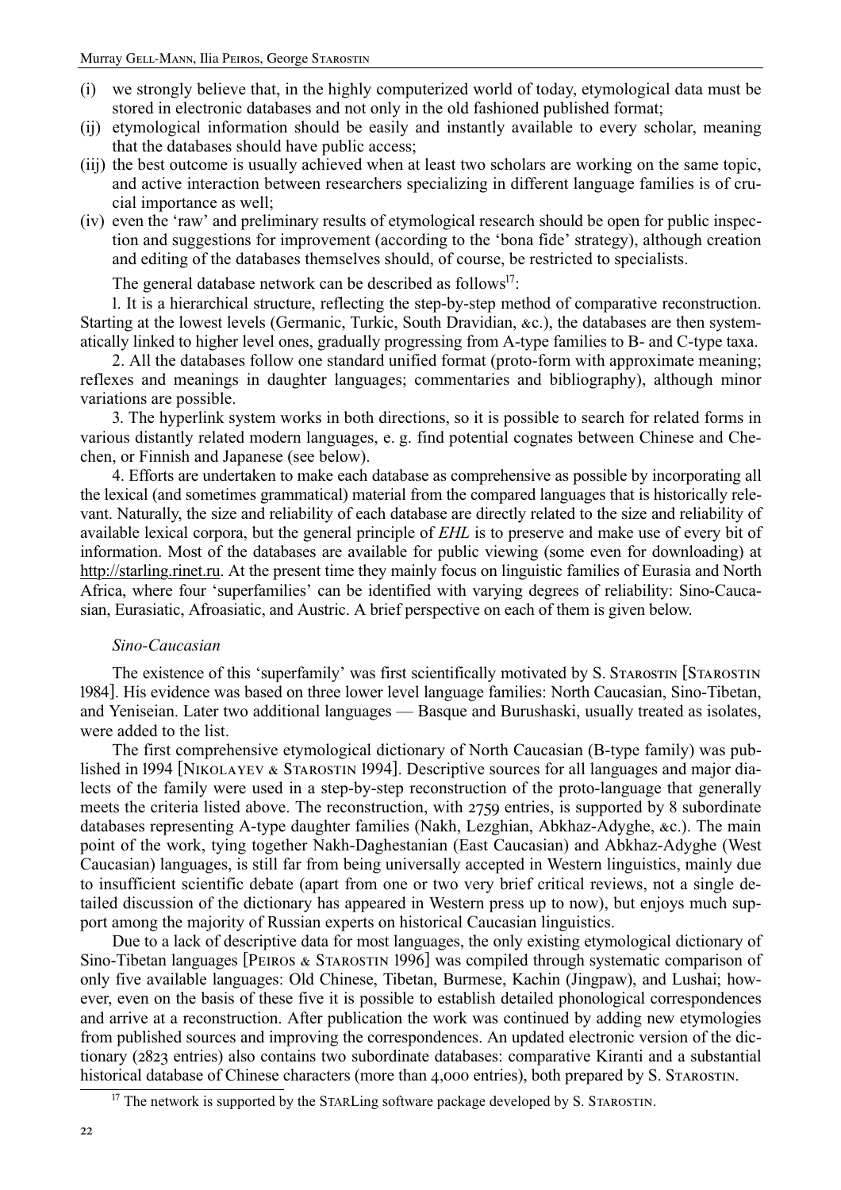(i) we strongly believe that, in the highly computerized world of today, etymological data must be stored in electronic databases and not only in the old fashioned published format;

(ij) etymological information should be easily and instantly available to every scholar, meaning that the databases should have public access;

(iij) the best outcome is usually achieved when at least two scholars are working on the same topic, and active interaction between researchers specializing in different language families is of crucial importance as well;

(iv) even the 'raw' and preliminary results of etymological research should be open for public inspection and suggestions for improvement (according to the 'bona fide' strategy), although creation and editing of the databases themselves should, of course, be restricted to specialists.

The general database network can be described as follows[17]:

1. It is a hierarchical structure, reflecting the step-by-step method of comparative reconstruction. Starting at the lowest levels (Germanic, Turkic, South Dravidian, &c.), the databases are then systematically linked to higher level ones, gradually progressing from A-type families to B- and C-type taxa.

2. All the databases follow one standard unified format (proto-form with approximate meaning; reflexes and meanings in daughter languages; commentaries and bibliography), although minor variations are possible.

3. The hyperlink system works in both directions, so it is possible to search for related forms in various distantly related modern languages, e. g. find potential cognates between Chinese and Chechen, or Finnish and Japanese (see below).

4. Efforts are undertaken to make each database as comprehensive as possible by incorporating all the lexical (and sometimes grammatical) material from the compared languages that is historically relevant. Naturally, the size and reliability of each database are directly related to the size and reliability of available lexical corpora, but the general principle of *EHL* is to preserve and make use of every bit of information. Most of the databases are available for public viewing (some even for downloading) at http://starling.rinet.ru. At the present time they mainly focus on linguistic families of Eurasia and North Africa, where four 'superfamilies' can be identified with varying degrees of reliability: Sino-Caucasian, Eurasiatic, Afroasiatic, and Austric. A brief perspective on each of them is given below.

### *Sino-Caucasian*

The existence of this 'superfamily' was first scientifically motivated by S. Starostin [Starostin 1984]. His evidence was based on three lower level language families: North Caucasian, Sino-Tibetan, and Yeniseian. Later two additional languages — Basque and Burushaski, usually treated as isolates, were added to the list.

The first comprehensive etymological dictionary of North Caucasian (B-type family) was published in 1994 [Nikolayev & Starostin 1994]. Descriptive sources for all languages and major dialects of the family were used in a step-by-step reconstruction of the proto-language that generally meets the criteria listed above. The reconstruction, with 2759 entries, is supported by 8 subordinate databases representing A-type daughter families (Nakh, Lezghian, Abkhaz-Adyghe, &c.). The main point of the work, tying together Nakh-Daghestanian (East Caucasian) and Abkhaz-Adyghe (West Caucasian) languages, is still far from being universally accepted in Western linguistics, mainly due to insufficient scientific debate (apart from one or two very brief critical reviews, not a single detailed discussion of the dictionary has appeared in Western press up to now), but enjoys much support among the majority of Russian experts on historical Caucasian linguistics.

Due to a lack of descriptive data for most languages, the only existing etymological dictionary of Sino-Tibetan languages [Peiros & Starostin 1996] was compiled through systematic comparison of only five available languages: Old Chinese, Tibetan, Burmese, Kachin (Jingpaw), and Lushai; however, even on the basis of these five it is possible to establish detailed phonological correspondences and arrive at a reconstruction. After publication the work was continued by adding new etymologies from published sources and improving the correspondences. An updated electronic version of the dictionary (2823 entries) also contains two subordinate databases: comparative Kiranti and a substantial historical database of Chinese characters (more than 4,000 entries), both prepared by S. Starostin.

[17] The network is supported by the STARLing software package developed by S. Starostin.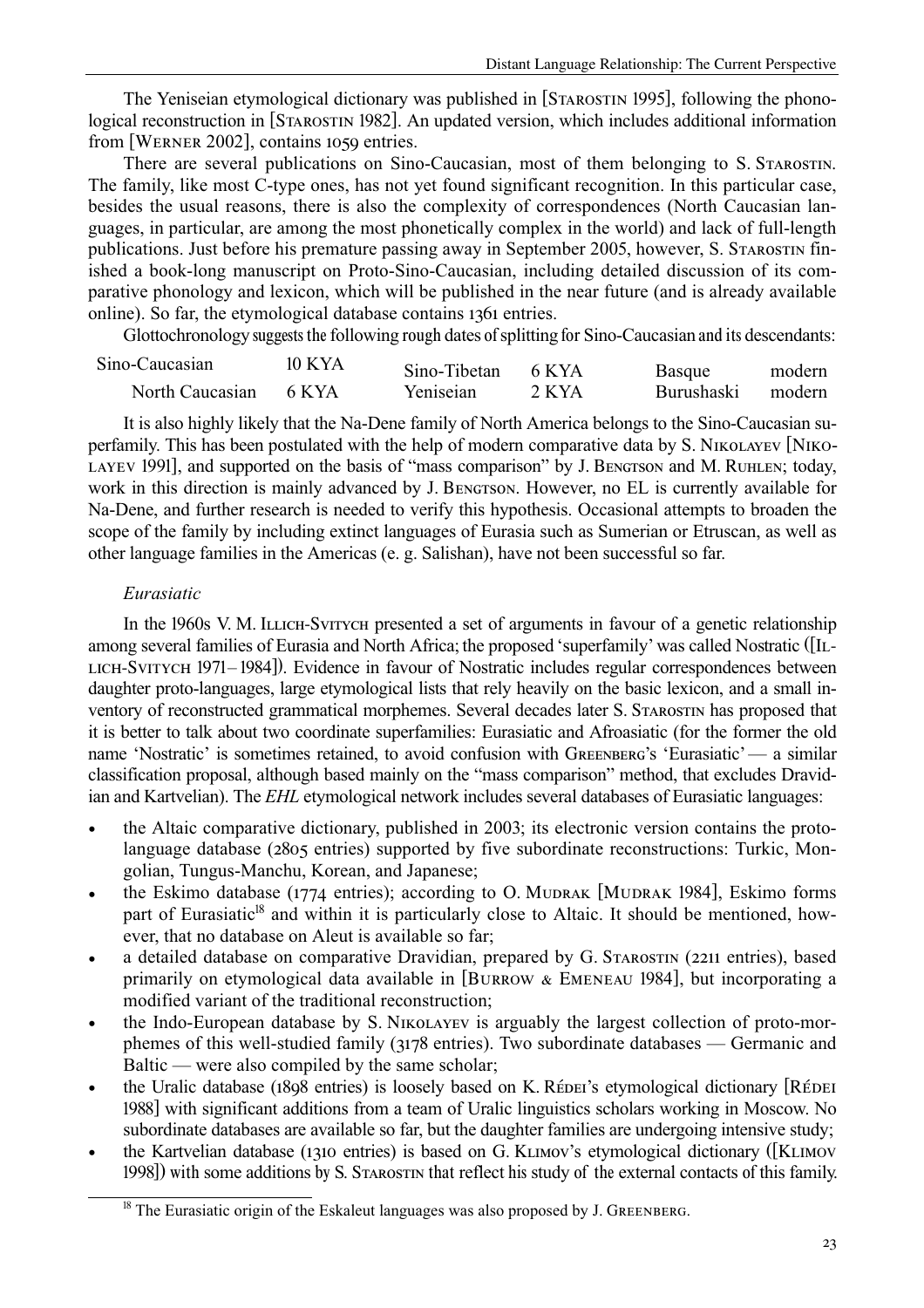The Yeniseian etymological dictionary was published in [Starostin 1995], following the phonological reconstruction in [Starostin 1982]. An updated version, which includes additional information from [Werner 2002], contains 1059 entries.

There are several publications on Sino-Caucasian, most of them belonging to S. Starostin. The family, like most C-type ones, has not yet found significant recognition. In this particular case, besides the usual reasons, there is also the complexity of correspondences (North Caucasian languages, in particular, are among the most phonetically complex in the world) and lack of full-length publications. Just before his premature passing away in September 2005, however, S. Starostin finished a book-long manuscript on Proto-Sino-Caucasian, including detailed discussion of its comparative phonology and lexicon, which will be published in the near future (and is already available online). So far, the etymological database contains 1361 entries.

Glottochronology suggests the following rough dates of splitting for Sino-Caucasian and its descendants:

| | | | | | |
|---|---|---|---|---|---|
| Sino-Caucasian | 10 KYA | Sino-Tibetan | 6 KYA | Basque | modern |
| North Caucasian | 6 KYA | Yeniseian | 2 KYA | Burushaski | modern |

It is also highly likely that the Na-Dene family of North America belongs to the Sino-Caucasian superfamily. This has been postulated with the help of modern comparative data by S. Nikolayev [Nikolayev 1991], and supported on the basis of "mass comparison" by J. Bengtson and M. Ruhlen; today, work in this direction is mainly advanced by J. Bengtson. However, no EL is currently available for Na-Dene, and further research is needed to verify this hypothesis. Occasional attempts to broaden the scope of the family by including extinct languages of Eurasia such as Sumerian or Etruscan, as well as other language families in the Americas (e. g. Salishan), have not been successful so far.

*Eurasiatic*

In the 1960s V. M. Illich-Svitych presented a set of arguments in favour of a genetic relationship among several families of Eurasia and North Africa; the proposed 'superfamily' was called Nostratic ([Illich-Svitych 1971–1984]). Evidence in favour of Nostratic includes regular correspondences between daughter proto-languages, large etymological lists that rely heavily on the basic lexicon, and a small inventory of reconstructed grammatical morphemes. Several decades later S. Starostin has proposed that it is better to talk about two coordinate superfamilies: Eurasiatic and Afroasiatic (for the former the old name 'Nostratic' is sometimes retained, to avoid confusion with Greenberg's 'Eurasiatic' — a similar classification proposal, although based mainly on the "mass comparison" method, that excludes Dravidian and Kartvelian). The *EHL* etymological network includes several databases of Eurasiatic languages:

- the Altaic comparative dictionary, published in 2003; its electronic version contains the proto-language database (2805 entries) supported by five subordinate reconstructions: Turkic, Mongolian, Tungus-Manchu, Korean, and Japanese;
- the Eskimo database (1774 entries); according to O. Mudrak [Mudrak 1984], Eskimo forms part of Eurasiatic[18] and within it is particularly close to Altaic. It should be mentioned, however, that no database on Aleut is available so far;
- a detailed database on comparative Dravidian, prepared by G. Starostin (2211 entries), based primarily on etymological data available in [Burrow & Emeneau 1984], but incorporating a modified variant of the traditional reconstruction;
- the Indo-European database by S. Nikolayev is arguably the largest collection of proto-morphemes of this well-studied family (3178 entries). Two subordinate databases — Germanic and Baltic — were also compiled by the same scholar;
- the Uralic database (1898 entries) is loosely based on K. Rédei's etymological dictionary [Rédei 1988] with significant additions from a team of Uralic linguistics scholars working in Moscow. No subordinate databases are available so far, but the daughter families are undergoing intensive study;
- the Kartvelian database (1310 entries) is based on G. Klimov's etymological dictionary ([Klimov 1998]) with some additions by S. Starostin that reflect his study of the external contacts of this family.

[18] The Eurasiatic origin of the Eskaleut languages was also proposed by J. Greenberg.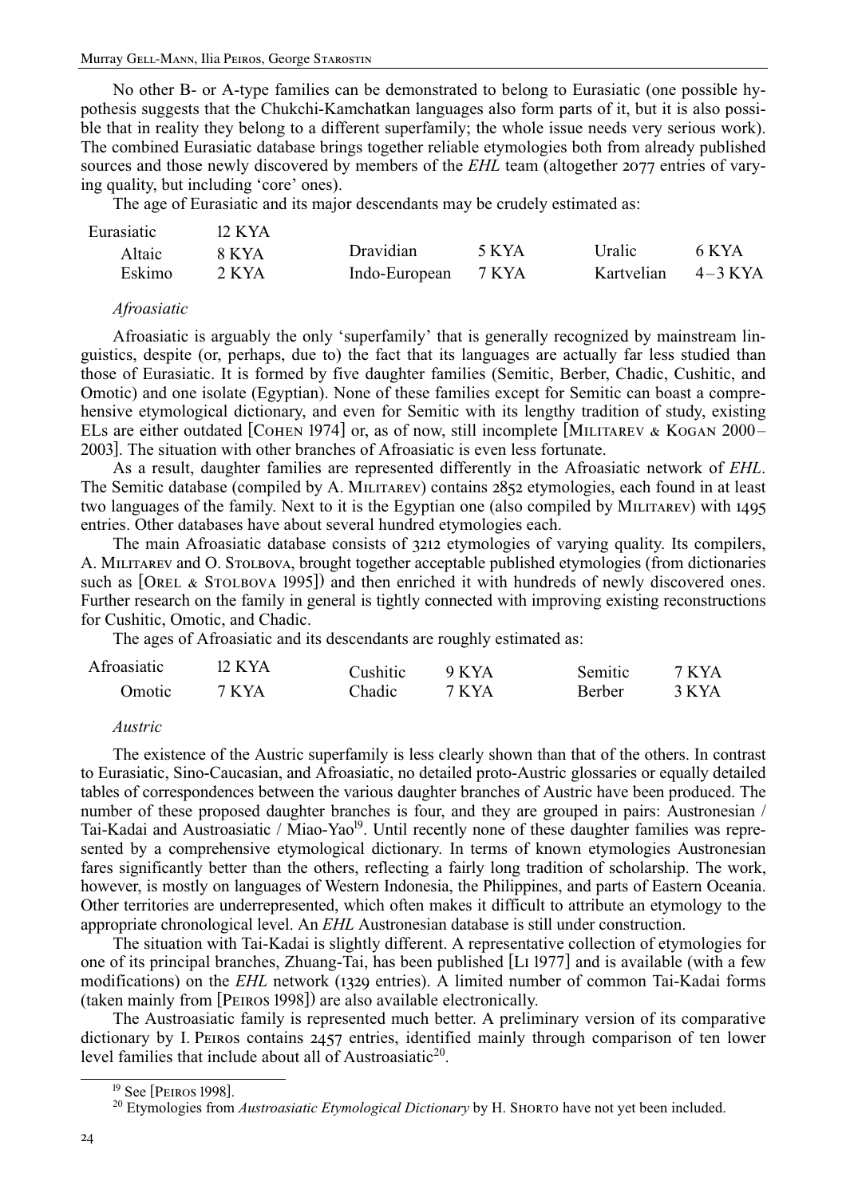No other B- or A-type families can be demonstrated to belong to Eurasiatic (one possible hypothesis suggests that the Chukchi-Kamchatkan languages also form parts of it, but it is also possible that in reality they belong to a different superfamily; the whole issue needs very serious work). The combined Eurasiatic database brings together reliable etymologies both from already published sources and those newly discovered by members of the *EHL* team (altogether 2077 entries of varying quality, but including 'core' ones).

The age of Eurasiatic and its major descendants may be crudely estimated as:

| | | | | | |
|---|---|---|---|---|---|
| Eurasiatic | 12 KYA | | | | |
| Altaic | 8 KYA | Dravidian | 5 KYA | Uralic | 6 KYA |
| Eskimo | 2 KYA | Indo-European | 7 KYA | Kartvelian | 4–3 KYA |

*Afroasiatic*

Afroasiatic is arguably the only 'superfamily' that is generally recognized by mainstream linguistics, despite (or, perhaps, due to) the fact that its languages are actually far less studied than those of Eurasiatic. It is formed by five daughter families (Semitic, Berber, Chadic, Cushitic, and Omotic) and one isolate (Egyptian). None of these families except for Semitic can boast a comprehensive etymological dictionary, and even for Semitic with its lengthy tradition of study, existing ELs are either outdated [Cohen 1974] or, as of now, still incomplete [Militarev & Kogan 2000–2003]. The situation with other branches of Afroasiatic is even less fortunate.

As a result, daughter families are represented differently in the Afroasiatic network of *EHL*. The Semitic database (compiled by A. Militarev) contains 2852 etymologies, each found in at least two languages of the family. Next to it is the Egyptian one (also compiled by Militarev) with 1495 entries. Other databases have about several hundred etymologies each.

The main Afroasiatic database consists of 3212 etymologies of varying quality. Its compilers, A. Militarev and O. Stolbova, brought together acceptable published etymologies (from dictionaries such as [Orel & Stolbova 1995]) and then enriched it with hundreds of newly discovered ones. Further research on the family in general is tightly connected with improving existing reconstructions for Cushitic, Omotic, and Chadic.

The ages of Afroasiatic and its descendants are roughly estimated as:

| | | | | | |
|---|---|---|---|---|---|
| Afroasiatic | 12 KYA | Cushitic | 9 KYA | Semitic | 7 KYA |
| Omotic | 7 KYA | Chadic | 7 KYA | Berber | 3 KYA |

*Austric*

The existence of the Austric superfamily is less clearly shown than that of the others. In contrast to Eurasiatic, Sino-Caucasian, and Afroasiatic, no detailed proto-Austric glossaries or equally detailed tables of correspondences between the various daughter branches of Austric have been produced. The number of these proposed daughter branches is four, and they are grouped in pairs: Austronesian / Tai-Kadai and Austroasiatic / Miao-Yao[19]. Until recently none of these daughter families was represented by a comprehensive etymological dictionary. In terms of known etymologies Austronesian fares significantly better than the others, reflecting a fairly long tradition of scholarship. The work, however, is mostly on languages of Western Indonesia, the Philippines, and parts of Eastern Oceania. Other territories are underrepresented, which often makes it difficult to attribute an etymology to the appropriate chronological level. An *EHL* Austronesian database is still under construction.

The situation with Tai-Kadai is slightly different. A representative collection of etymologies for one of its principal branches, Zhuang-Tai, has been published [Li 1977] and is available (with a few modifications) on the *EHL* network (1329 entries). A limited number of common Tai-Kadai forms (taken mainly from [Peiros 1998]) are also available electronically.

The Austroasiatic family is represented much better. A preliminary version of its comparative dictionary by I. Peiros contains 2457 entries, identified mainly through comparison of ten lower level families that include about all of Austroasiatic[20].

[19] See [Peiros 1998].

[20] Etymologies from *Austroasiatic Etymological Dictionary* by H. Shorto have not yet been included.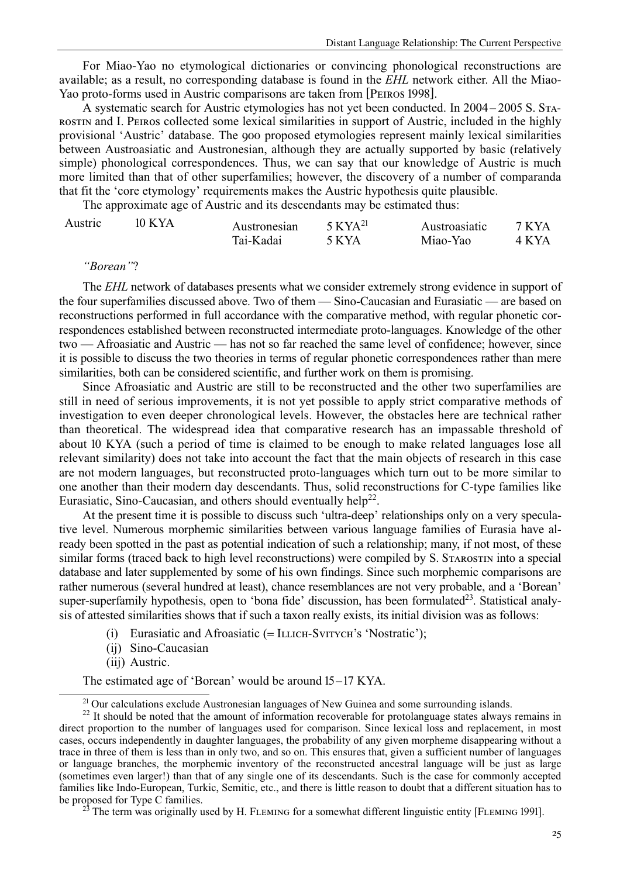For Miao-Yao no etymological dictionaries or convincing phonological reconstructions are available; as a result, no corresponding database is found in the *EHL* network either. All the Miao-Yao proto-forms used in Austric comparisons are taken from [Peiros 1998].

A systematic search for Austric etymologies has not yet been conducted. In 2004 – 2005 S. Starostin and I. Peiros collected some lexical similarities in support of Austric, included in the highly provisional 'Austric' database. The 900 proposed etymologies represent mainly lexical similarities between Austroasiatic and Austronesian, although they are actually supported by basic (relatively simple) phonological correspondences. Thus, we can say that our knowledge of Austric is much more limited than that of other superfamilies; however, the discovery of a number of comparanda that fit the 'core etymology' requirements makes the Austric hypothesis quite plausible.

The approximate age of Austric and its descendants may be estimated thus:

| | | | | | |
|---|---|---|---|---|---|
| Austric | 10 KYA | Austronesian | 5 KYA[21] | Austroasiatic | 7 KYA |
| | | Tai-Kadai | 5 KYA | Miao-Yao | 4 KYA |

*"Borean"*?

The *EHL* network of databases presents what we consider extremely strong evidence in support of the four superfamilies discussed above. Two of them — Sino-Caucasian and Eurasiatic — are based on reconstructions performed in full accordance with the comparative method, with regular phonetic correspondences established between reconstructed intermediate proto-languages. Knowledge of the other two — Afroasiatic and Austric — has not so far reached the same level of confidence; however, since it is possible to discuss the two theories in terms of regular phonetic correspondences rather than mere similarities, both can be considered scientific, and further work on them is promising.

Since Afroasiatic and Austric are still to be reconstructed and the other two superfamilies are still in need of serious improvements, it is not yet possible to apply strict comparative methods of investigation to even deeper chronological levels. However, the obstacles here are technical rather than theoretical. The widespread idea that comparative research has an impassable threshold of about 10 KYA (such a period of time is claimed to be enough to make related languages lose all relevant similarity) does not take into account the fact that the main objects of research in this case are not modern languages, but reconstructed proto-languages which turn out to be more similar to one another than their modern day descendants. Thus, solid reconstructions for C-type families like Eurasiatic, Sino-Caucasian, and others should eventually help[22].

At the present time it is possible to discuss such 'ultra-deep' relationships only on a very speculative level. Numerous morphemic similarities between various language families of Eurasia have already been spotted in the past as potential indication of such a relationship; many, if not most, of these similar forms (traced back to high level reconstructions) were compiled by S. Starostin into a special database and later supplemented by some of his own findings. Since such morphemic comparisons are rather numerous (several hundred at least), chance resemblances are not very probable, and a 'Borean' super-superfamily hypothesis, open to 'bona fide' discussion, has been formulated[23]. Statistical analysis of attested similarities shows that if such a taxon really exists, its initial division was as follows:

- (i) Eurasiatic and Afroasiatic (= Illich-Svitych's 'Nostratic');
- (ij) Sino-Caucasian
- (iij) Austric.

The estimated age of 'Borean' would be around 15 – 17 KYA.

[21] Our calculations exclude Austronesian languages of New Guinea and some surrounding islands.

[22] It should be noted that the amount of information recoverable for protolanguage states always remains in direct proportion to the number of languages used for comparison. Since lexical loss and replacement, in most cases, occurs independently in daughter languages, the probability of any given morpheme disappearing without a trace in three of them is less than in only two, and so on. This ensures that, given a sufficient number of languages or language branches, the morphemic inventory of the reconstructed ancestral language will be just as large (sometimes even larger!) than that of any single one of its descendants. Such is the case for commonly accepted families like Indo-European, Turkic, Semitic, etc., and there is little reason to doubt that a different situation has to be proposed for Type C families.

[23] The term was originally used by H. Fleming for a somewhat different linguistic entity [Fleming 1991].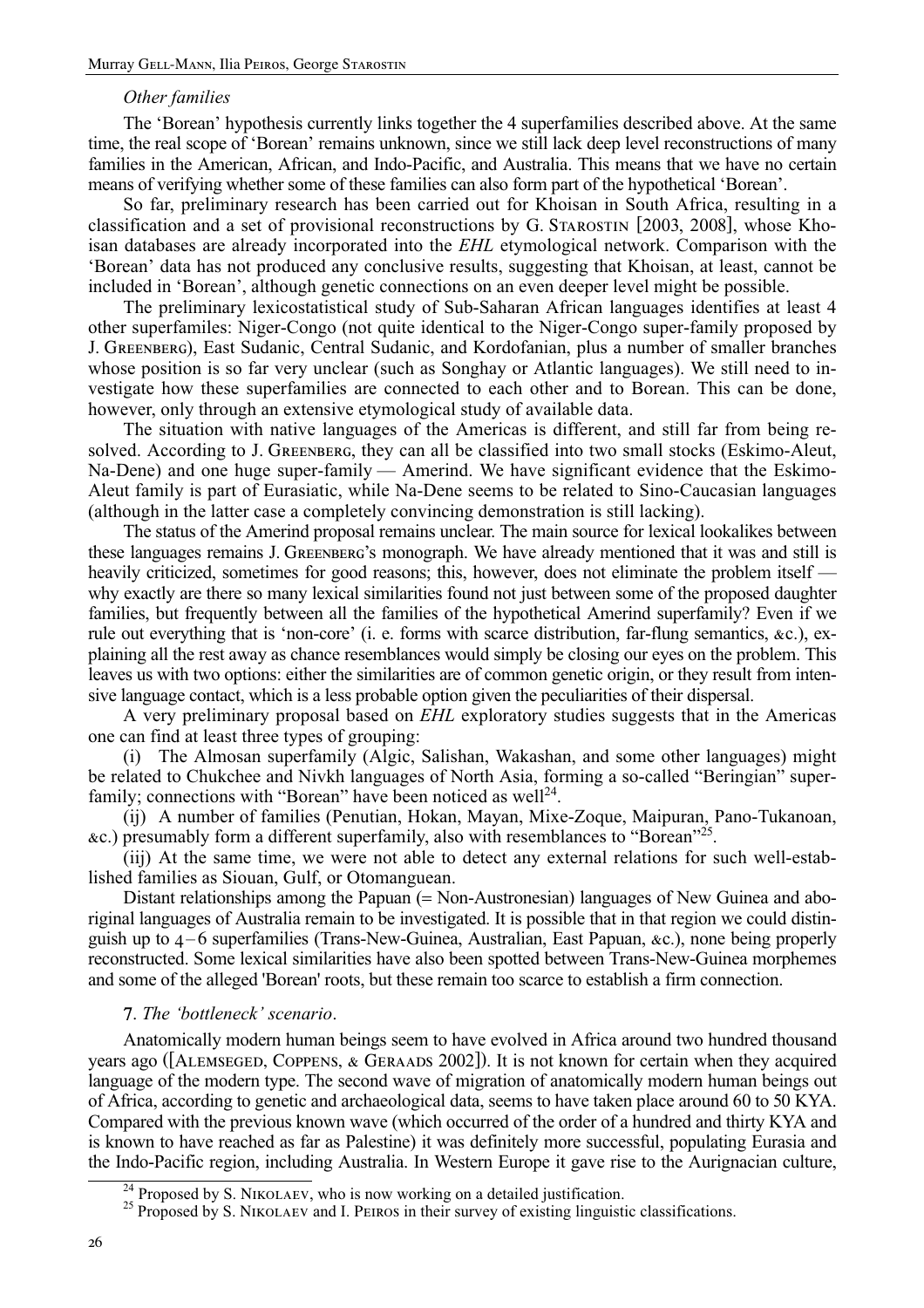*Other families*

The 'Borean' hypothesis currently links together the 4 superfamilies described above. At the same time, the real scope of 'Borean' remains unknown, since we still lack deep level reconstructions of many families in the American, African, and Indo-Pacific, and Australia. This means that we have no certain means of verifying whether some of these families can also form part of the hypothetical 'Borean'.

So far, preliminary research has been carried out for Khoisan in South Africa, resulting in a classification and a set of provisional reconstructions by G. Starostin [2003, 2008], whose Khoisan databases are already incorporated into the *EHL* etymological network. Comparison with the 'Borean' data has not produced any conclusive results, suggesting that Khoisan, at least, cannot be included in 'Borean', although genetic connections on an even deeper level might be possible.

The preliminary lexicostatistical study of Sub-Saharan African languages identifies at least 4 other superfamiles: Niger-Congo (not quite identical to the Niger-Congo super-family proposed by J. Greenberg), East Sudanic, Central Sudanic, and Kordofanian, plus a number of smaller branches whose position is so far very unclear (such as Songhay or Atlantic languages). We still need to investigate how these superfamilies are connected to each other and to Borean. This can be done, however, only through an extensive etymological study of available data.

The situation with native languages of the Americas is different, and still far from being resolved. According to J. Greenberg, they can all be classified into two small stocks (Eskimo-Aleut, Na-Dene) and one huge super-family — Amerind. We have significant evidence that the Eskimo-Aleut family is part of Eurasiatic, while Na-Dene seems to be related to Sino-Caucasian languages (although in the latter case a completely convincing demonstration is still lacking).

The status of the Amerind proposal remains unclear. The main source for lexical lookalikes between these languages remains J. Greenberg's monograph. We have already mentioned that it was and still is heavily criticized, sometimes for good reasons; this, however, does not eliminate the problem itself — why exactly are there so many lexical similarities found not just between some of the proposed daughter families, but frequently between all the families of the hypothetical Amerind superfamily? Even if we rule out everything that is 'non-core' (i. e. forms with scarce distribution, far-flung semantics, &c.), explaining all the rest away as chance resemblances would simply be closing our eyes on the problem. This leaves us with two options: either the similarities are of common genetic origin, or they result from intensive language contact, which is a less probable option given the peculiarities of their dispersal.

A very preliminary proposal based on *EHL* exploratory studies suggests that in the Americas one can find at least three types of grouping:

(i) The Almosan superfamily (Algic, Salishan, Wakashan, and some other languages) might be related to Chukchee and Nivkh languages of North Asia, forming a so-called "Beringian" superfamily; connections with "Borean" have been noticed as well[24].

(ij) A number of families (Penutian, Hokan, Mayan, Mixe-Zoque, Maipuran, Pano-Tukanoan, &c.) presumably form a different superfamily, also with resemblances to "Borean"[25].

(iij) At the same time, we were not able to detect any external relations for such well-established families as Siouan, Gulf, or Otomanguean.

Distant relationships among the Papuan (= Non-Austronesian) languages of New Guinea and aboriginal languages of Australia remain to be investigated. It is possible that in that region we could distinguish up to 4–6 superfamilies (Trans-New-Guinea, Australian, East Papuan, &c.), none being properly reconstructed. Some lexical similarities have also been spotted between Trans-New-Guinea morphemes and some of the alleged 'Borean' roots, but these remain too scarce to establish a firm connection.

## 7. *The 'bottleneck' scenario*.

Anatomically modern human beings seem to have evolved in Africa around two hundred thousand years ago ([Alemseged, Coppens, & Geraads 2002]). It is not known for certain when they acquired language of the modern type. The second wave of migration of anatomically modern human beings out of Africa, according to genetic and archaeological data, seems to have taken place around 60 to 50 KYA. Compared with the previous known wave (which occurred of the order of a hundred and thirty KYA and is known to have reached as far as Palestine) it was definitely more successful, populating Eurasia and the Indo-Pacific region, including Australia. In Western Europe it gave rise to the Aurignacian culture,

[24] Proposed by S. Nikolaev, who is now working on a detailed justification.

[25] Proposed by S. Nikolaev and I. Peiros in their survey of existing linguistic classifications.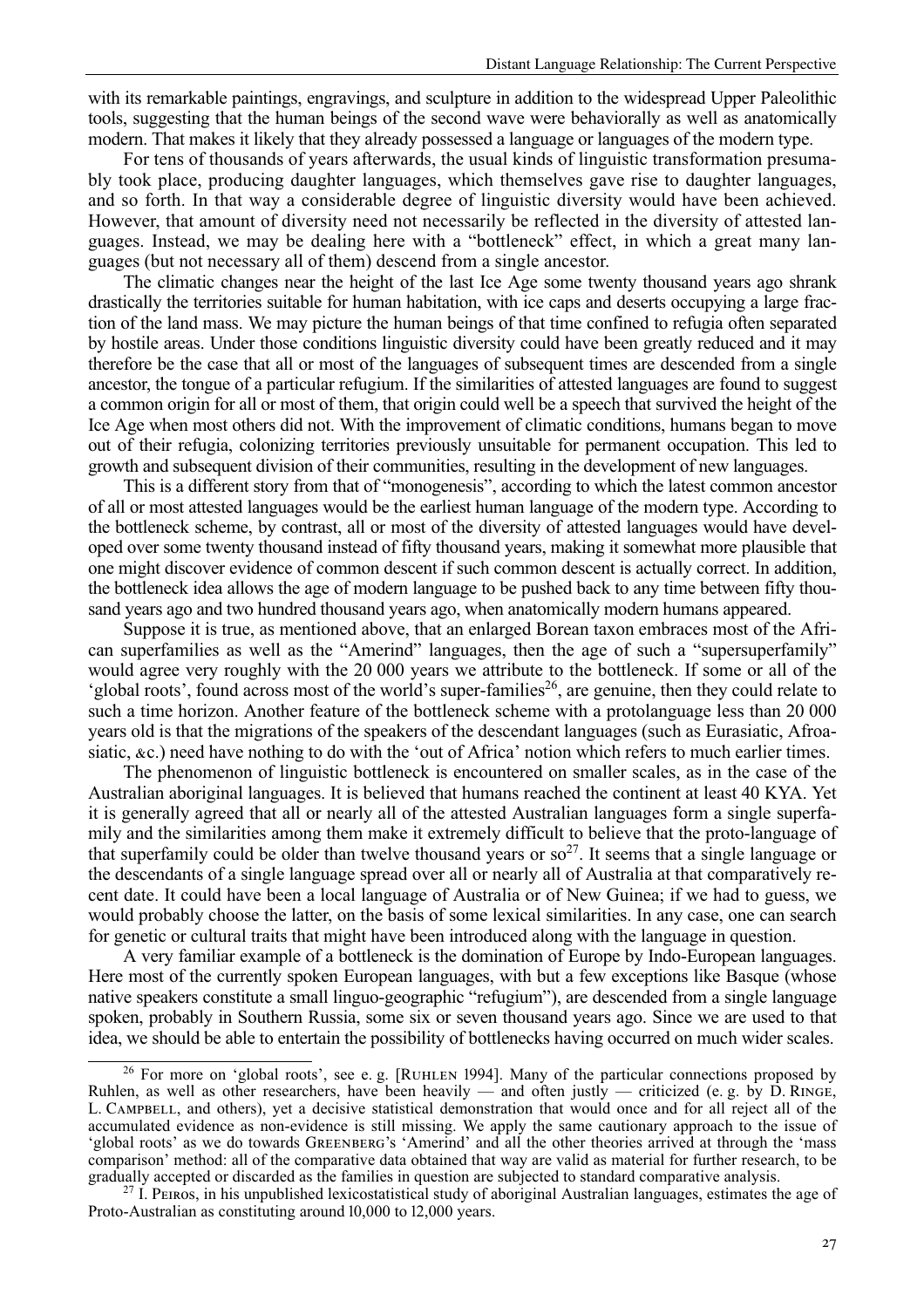with its remarkable paintings, engravings, and sculpture in addition to the widespread Upper Paleolithic tools, suggesting that the human beings of the second wave were behaviorally as well as anatomically modern. That makes it likely that they already possessed a language or languages of the modern type.

For tens of thousands of years afterwards, the usual kinds of linguistic transformation presumably took place, producing daughter languages, which themselves gave rise to daughter languages, and so forth. In that way a considerable degree of linguistic diversity would have been achieved. However, that amount of diversity need not necessarily be reflected in the diversity of attested languages. Instead, we may be dealing here with a "bottleneck" effect, in which a great many languages (but not necessary all of them) descend from a single ancestor.

The climatic changes near the height of the last Ice Age some twenty thousand years ago shrank drastically the territories suitable for human habitation, with ice caps and deserts occupying a large fraction of the land mass. We may picture the human beings of that time confined to refugia often separated by hostile areas. Under those conditions linguistic diversity could have been greatly reduced and it may therefore be the case that all or most of the languages of subsequent times are descended from a single ancestor, the tongue of a particular refugium. If the similarities of attested languages are found to suggest a common origin for all or most of them, that origin could well be a speech that survived the height of the Ice Age when most others did not. With the improvement of climatic conditions, humans began to move out of their refugia, colonizing territories previously unsuitable for permanent occupation. This led to growth and subsequent division of their communities, resulting in the development of new languages.

This is a different story from that of "monogenesis", according to which the latest common ancestor of all or most attested languages would be the earliest human language of the modern type. According to the bottleneck scheme, by contrast, all or most of the diversity of attested languages would have developed over some twenty thousand instead of fifty thousand years, making it somewhat more plausible that one might discover evidence of common descent if such common descent is actually correct. In addition, the bottleneck idea allows the age of modern language to be pushed back to any time between fifty thousand years ago and two hundred thousand years ago, when anatomically modern humans appeared.

Suppose it is true, as mentioned above, that an enlarged Borean taxon embraces most of the African superfamilies as well as the "Amerind" languages, then the age of such a "supersuperfamily" would agree very roughly with the 20 000 years we attribute to the bottleneck. If some or all of the 'global roots', found across most of the world's super-families[26], are genuine, then they could relate to such a time horizon. Another feature of the bottleneck scheme with a protolanguage less than 20 000 years old is that the migrations of the speakers of the descendant languages (such as Eurasiatic, Afroasiatic, &c.) need have nothing to do with the 'out of Africa' notion which refers to much earlier times.

The phenomenon of linguistic bottleneck is encountered on smaller scales, as in the case of the Australian aboriginal languages. It is believed that humans reached the continent at least 40 KYA. Yet it is generally agreed that all or nearly all of the attested Australian languages form a single superfamily and the similarities among them make it extremely difficult to believe that the proto-language of that superfamily could be older than twelve thousand years or so[27]. It seems that a single language or the descendants of a single language spread over all or nearly all of Australia at that comparatively recent date. It could have been a local language of Australia or of New Guinea; if we had to guess, we would probably choose the latter, on the basis of some lexical similarities. In any case, one can search for genetic or cultural traits that might have been introduced along with the language in question.

A very familiar example of a bottleneck is the domination of Europe by Indo-European languages. Here most of the currently spoken European languages, with but a few exceptions like Basque (whose native speakers constitute a small linguo-geographic "refugium"), are descended from a single language spoken, probably in Southern Russia, some six or seven thousand years ago. Since we are used to that idea, we should be able to entertain the possibility of bottlenecks having occurred on much wider scales.

[26] For more on 'global roots', see e. g. [Ruhlen 1994]. Many of the particular connections proposed by Ruhlen, as well as other researchers, have been heavily — and often justly — criticized (e. g. by D. Ringe, L. Campbell, and others), yet a decisive statistical demonstration that would once and for all reject all of the accumulated evidence as non-evidence is still missing. We apply the same cautionary approach to the issue of 'global roots' as we do towards Greenberg's 'Amerind' and all the other theories arrived at through the 'mass comparison' method: all of the comparative data obtained that way are valid as material for further research, to be gradually accepted or discarded as the families in question are subjected to standard comparative analysis.

[27] I. Peiros, in his unpublished lexicostatistical study of aboriginal Australian languages, estimates the age of Proto-Australian as constituting around 10,000 to 12,000 years.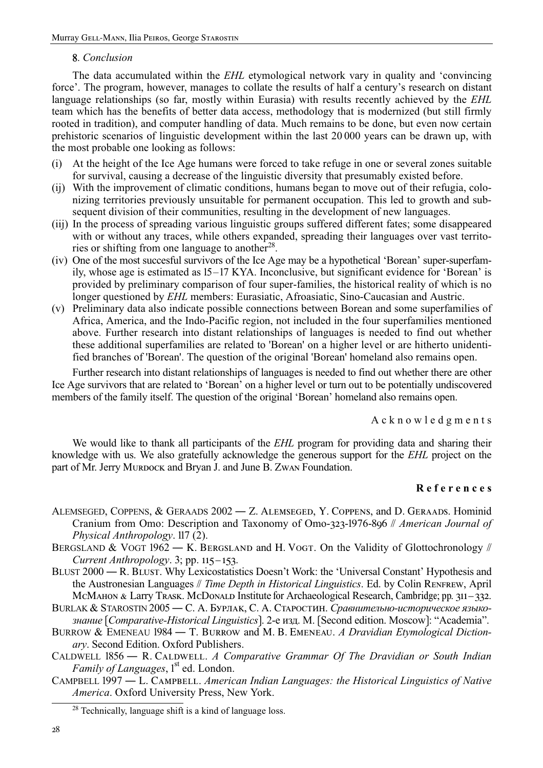### 8. *Conclusion*

The data accumulated within the *EHL* etymological network vary in quality and 'convincing force'. The program, however, manages to collate the results of half a century's research on distant language relationships (so far, mostly within Eurasia) with results recently achieved by the *EHL* team which has the benefits of better data access, methodology that is modernized (but still firmly rooted in tradition), and computer handling of data. Much remains to be done, but even now certain prehistoric scenarios of linguistic development within the last 20 000 years can be drawn up, with the most probable one looking as follows:

(i) At the height of the Ice Age humans were forced to take refuge in one or several zones suitable for survival, causing a decrease of the linguistic diversity that presumably existed before.

(ij) With the improvement of climatic conditions, humans began to move out of their refugia, colonizing territories previously unsuitable for permanent occupation. This led to growth and subsequent division of their communities, resulting in the development of new languages.

(iij) In the process of spreading various linguistic groups suffered different fates; some disappeared with or without any traces, while others expanded, spreading their languages over vast territories or shifting from one language to another[28].

(iv) One of the most succesful survivors of the Ice Age may be a hypothetical 'Borean' super-superfamily, whose age is estimated as 15–17 KYA. Inconclusive, but significant evidence for 'Borean' is provided by preliminary comparison of four super-families, the historical reality of which is no longer questioned by *EHL* members: Eurasiatic, Afroasiatic, Sino-Caucasian and Austric.

(v) Preliminary data also indicate possible connections between Borean and some superfamilies of Africa, America, and the Indo-Pacific region, not included in the four superfamilies mentioned above. Further research into distant relationships of languages is needed to find out whether these additional superfamilies are related to 'Borean' on a higher level or are hitherto unidentified branches of 'Borean'. The question of the original 'Borean' homeland also remains open.

Further research into distant relationships of languages is needed to find out whether there are other Ice Age survivors that are related to 'Borean' on a higher level or turn out to be potentially undiscovered members of the family itself. The question of the original 'Borean' homeland also remains open.

## Acknowledgments

We would like to thank all participants of the *EHL* program for providing data and sharing their knowledge with us. We also gratefully acknowledge the generous support for the *EHL* project on the part of Mr. Jerry Murdock and Bryan J. and June B. Zwan Foundation.

## References

Alemseged, Coppens, & Geraads 2002 — Z. Alemseged, Y. Coppens, and D. Geraads. Hominid Cranium from Omo: Description and Taxonomy of Omo-323-1976-896 // *American Journal of Physical Anthropology*. 117 (2).

Bergsland & Vogt 1962 — K. Bergsland and H. Vogt. On the Validity of Glottochronology // *Current Anthropology*. 3; pp. 115–153.

Blust 2000 — R. Blust. Why Lexicostatistics Doesn't Work: the 'Universal Constant' Hypothesis and the Austronesian Languages // *Time Depth in Historical Linguistics*. Ed. by Colin Renfrew, April McMahon & Larry Trask. McDonald Institute for Archaeological Research, Cambridge; pp. 311–332.

Burlak & Starostin 2005 — С. А. Бурлак, С. А. Старостин. *Сравнительно-историческое языкознание* [*Comparative-Historical Linguistics*]. 2-е изд. М. [Second edition. Moscow]: "Academia".

Burrow & Emeneau 1984 — T. Burrow and M. B. Emeneau. *A Dravidian Etymological Dictionary*. Second Edition. Oxford Publishers.

Caldwell 1856 — R. Caldwell. *A Comparative Grammar Of The Dravidian or South Indian Family of Languages*, 1st ed. London.

Campbell 1997 — L. Campbell. *American Indian Languages: the Historical Linguistics of Native America*. Oxford University Press, New York.

---

[28] Technically, language shift is a kind of language loss.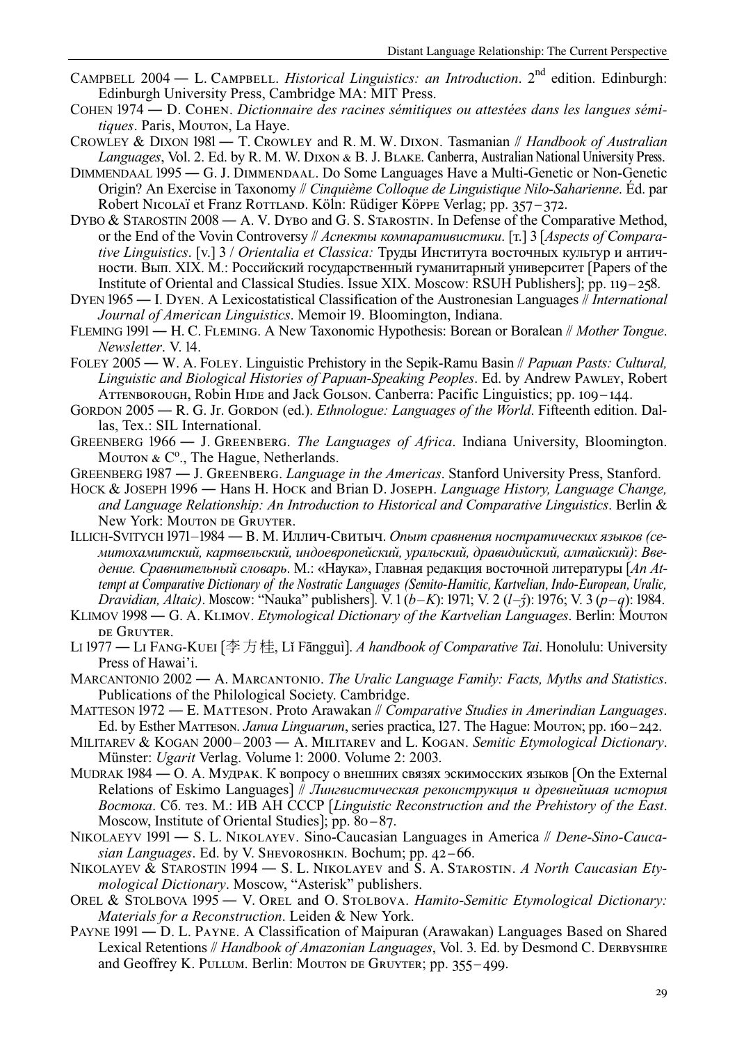CAMPBELL 2004 — L. CAMPBELL. *Historical Linguistics: an Introduction*. 2nd edition. Edinburgh: Edinburgh University Press, Cambridge MA: MIT Press.

COHEN 1974 — D. COHEN. *Dictionnaire des racines sémitiques ou attestées dans les langues sémitiques*. Paris, MOUTON, La Haye.

CROWLEY & DIXON 1981 — T. CROWLEY and R. M. W. DIXON. Tasmanian // *Handbook of Australian Languages*, Vol. 2. Ed. by R. M. W. DIXON & B. J. BLAKE. Canberra, Australian National University Press.

DIMMENDAAL 1995 — G. J. DIMMENDAAL. Do Some Languages Have a Multi-Genetic or Non-Genetic Origin? An Exercise in Taxonomy // *Cinquième Colloque de Linguistique Nilo-Saharienne*. Éd. par Robert NICOLAÏ et Franz ROTTLAND. Köln: Rüdiger KÖPPE Verlag; pp. 357–372.

DYBO & STAROSTIN 2008 — A. V. DYBO and G. S. STAROSTIN. In Defense of the Comparative Method, or the End of the Vovin Controversy // *Аспекты компаративистики*. [т.] 3 [*Aspects of Comparative Linguistics*. [v.] 3 / *Orientalia et Classica:* Труды Института восточных культур и античности. Вып. XIX. М.: Российский государственный гуманитарный университет [Papers of the Institute of Oriental and Classical Studies. Issue XIX. Moscow: RSUH Publishers]; pp. 119–258.

DYEN 1965 — I. DYEN. A Lexicostatistical Classification of the Austronesian Languages // *International Journal of American Linguistics*. Memoir 19. Bloomington, Indiana.

FLEMING 1991 — H. C. FLEMING. A New Taxonomic Hypothesis: Borean or Boralean // *Mother Tongue. Newsletter*. V. 14.

FOLEY 2005 — W. A. FOLEY. Linguistic Prehistory in the Sepik-Ramu Basin // *Papuan Pasts: Cultural, Linguistic and Biological Histories of Papuan-Speaking Peoples*. Ed. by Andrew PAWLEY, Robert ATTENBOROUGH, Robin HIDE and Jack GOLSON. Canberra: Pacific Linguistics; pp. 109–144.

GORDON 2005 — R. G. Jr. GORDON (ed.). *Ethnologue: Languages of the World*. Fifteenth edition. Dallas, Tex.: SIL International.

GREENBERG 1966 — J. GREENBERG. *The Languages of Africa*. Indiana University, Bloomington. MOUTON & C°., The Hague, Netherlands.

GREENBERG 1987 — J. GREENBERG. *Language in the Americas*. Stanford University Press, Stanford.

HOCK & JOSEPH 1996 — Hans H. HOCK and Brian D. JOSEPH. *Language History, Language Change, and Language Relationship: An Introduction to Historical and Comparative Linguistics*. Berlin & New York: MOUTON DE GRUYTER.

ILLICH-SVITYCH 1971–1984 — В. М. Иллич-Свитыч. *Опыт сравнения ностратических языков (семитохамитский, картвельский, индоевропейский, уральский, дравидийский, алтайский): Введение. Сравнительный словарь*. М.: «Наука», Главная редакция восточной литературы [*An Attempt at Comparative Dictionary of the Nostratic Languages (Semito-Hamitic, Kartvelian, Indo-European, Uralic, Dravidian, Altaic)*. Moscow: "Nauka" publishers]. V. 1 (*b–K*): 1971; V. 2 (*l–ǯ*): 1976; V. 3 (*p–q*): 1984.

KLIMOV 1998 — G. A. KLIMOV. *Etymological Dictionary of the Kartvelian Languages*. Berlin: MOUTON DE GRUYTER.

LI 1977 — LI FANG-KUEI [李方桂, Lǐ Fāngguì]. *A handbook of Comparative Tai*. Honolulu: University Press of Hawai'i.

MARCANTONIO 2002 — A. MARCANTONIO. *The Uralic Language Family: Facts, Myths and Statistics*. Publications of the Philological Society. Cambridge.

MATTESON 1972 — E. MATTESON. Proto Arawakan // *Comparative Studies in Amerindian Languages*. Ed. by Esther MATTESON. *Janua Linguarum*, series practica, 127. The Hague: MOUTON; pp. 160–242.

MILITAREV & KOGAN 2000–2003 — A. MILITAREV and L. KOGAN. *Semitic Etymological Dictionary*. Münster: *Ugarit* Verlag. Volume 1: 2000. Volume 2: 2003.

MUDRAK 1984 — О. А. МУДРАК. К вопросу о внешних связях эскимосских языков [On the External Relations of Eskimo Languages] // *Лингвистическая реконструкция и древнейшая история Востока*. Сб. тез. М.: ИВ АН СССР [*Linguistic Reconstruction and the Prehistory of the East*. Moscow, Institute of Oriental Studies]; pp. 80–87.

NIKOLAEYV 1991 — S. L. NIKOLAYEV. Sino-Caucasian Languages in America // *Dene-Sino-Caucasian Languages*. Ed. by V. SHEVOROSHKIN. Bochum; pp. 42–66.

NIKOLAYEV & STAROSTIN 1994 — S. L. NIKOLAYEV and S. A. STAROSTIN. *A North Caucasian Etymological Dictionary*. Moscow, "Asterisk" publishers.

OREL & STOLBOVA 1995 — V. OREL and O. STOLBOVA. *Hamito-Semitic Etymological Dictionary: Materials for a Reconstruction*. Leiden & New York.

PAYNE 1991 — D. L. PAYNE. A Classification of Maipuran (Arawakan) Languages Based on Shared Lexical Retentions // *Handbook of Amazonian Languages*, Vol. 3. Ed. by Desmond C. DERBYSHIRE and Geoffrey K. PULLUM. Berlin: MOUTON DE GRUYTER; pp. 355–499.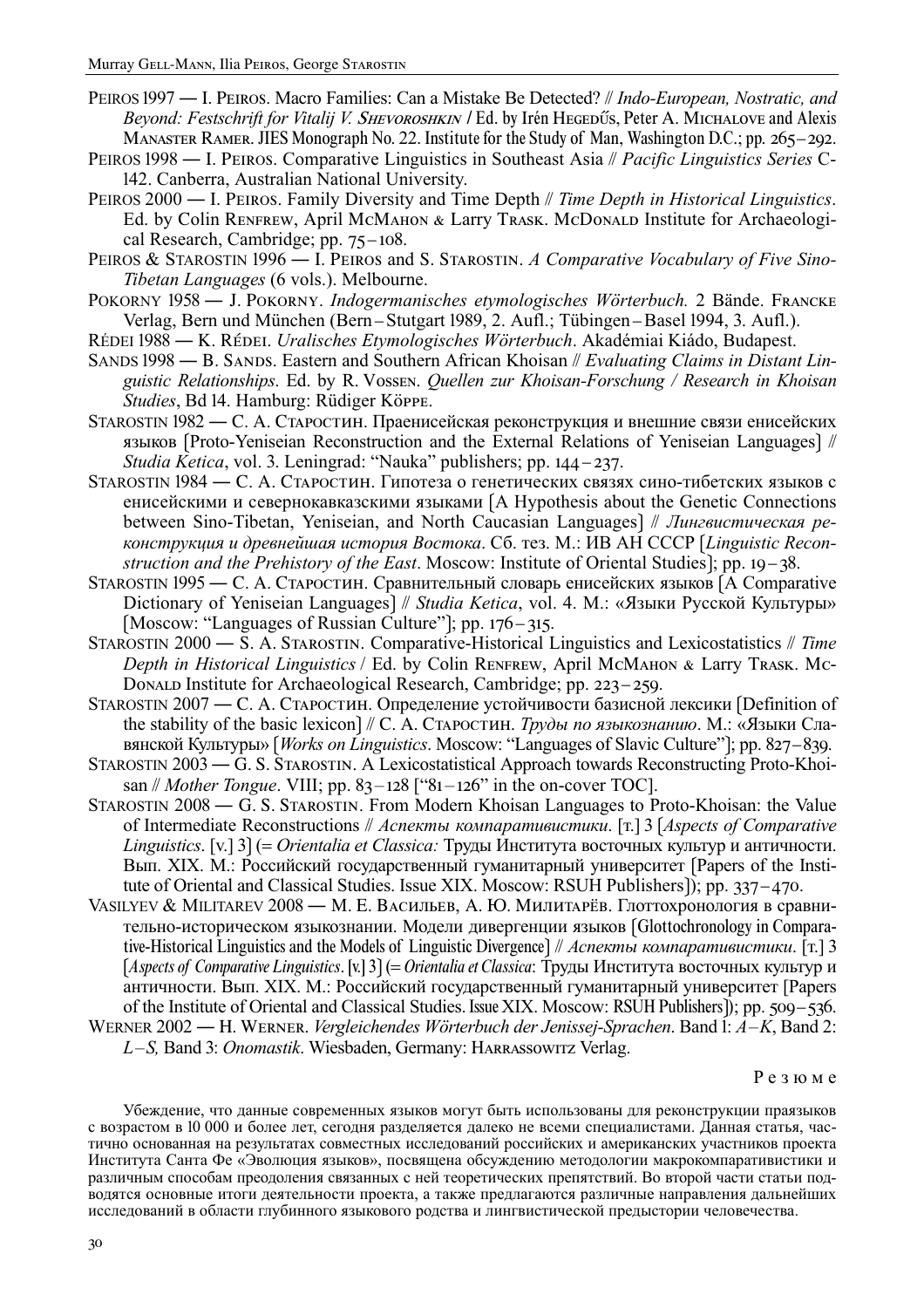Peiros 1997 — I. Peiros. Macro Families: Can a Mistake Be Detected? // *Indo-European, Nostratic, and Beyond: Festschrift for Vitalij V. Shevoroshkin* / Ed. by Irén Hegedűs, Peter A. Michalove and Alexis Manaster Ramer. JIES Monograph No. 22. Institute for the Study of Man, Washington D.C.; pp. 265–292.

Peiros 1998 — I. Peiros. Comparative Linguistics in Southeast Asia // *Pacific Linguistics Series* C-142. Canberra, Australian National University.

Peiros 2000 — I. Peiros. Family Diversity and Time Depth // *Time Depth in Historical Linguistics*. Ed. by Colin Renfrew, April McMahon & Larry Trask. McDonald Institute for Archaeological Research, Cambridge; pp. 75–108.

Peiros & Starostin 1996 — I. Peiros and S. Starostin. *A Comparative Vocabulary of Five Sino-Tibetan Languages* (6 vols.). Melbourne.

Pokorny 1958 — J. Pokorny. *Indogermanisches etymologisches Wörterbuch.* 2 Bände. Francke Verlag, Bern und München (Bern–Stutgart 1989, 2. Aufl.; Tübingen–Basel 1994, 3. Aufl.).

Rédei 1988 — K. Rédei. *Uralisches Etymologisches Wörterbuch*. Akadémiai Kiádo, Budapest.

Sands 1998 — B. Sands. Eastern and Southern African Khoisan // *Evaluating Claims in Distant Linguistic Relationships*. Ed. by R. Vossen. *Quellen zur Khoisan-Forschung / Research in Khoisan Studies*, Bd 14. Hamburg: Rüdiger Köppe.

Starostin 1982 — С. А. Старостин. Праенисейская реконструкция и внешние связи енисейских языков [Proto-Yeniseian Reconstruction and the External Relations of Yeniseian Languages] // *Studia Ketica*, vol. 3. Leningrad: "Nauka" publishers; pp. 144–237.

Starostin 1984 — С. А. Старостин. Гипотеза о генетических связях сино-тибетских языков с енисейскими и севернокавказскими языками [A Hypothesis about the Genetic Connections between Sino-Tibetan, Yeniseian, and North Caucasian Languages] // *Лингвистическая реконструкция и древнейшая история Востока*. Сб. тез. М.: ИВ АН СССР [*Linguistic Reconstruction and the Prehistory of the East*. Moscow: Institute of Oriental Studies]; pp. 19–38.

Starostin 1995 — С. А. Старостин. Сравнительный словарь енисейских языков [A Comparative Dictionary of Yeniseian Languages] // *Studia Ketica*, vol. 4. М.: «Языки Русской Культуры» [Moscow: "Languages of Russian Culture"]; pp. 176–315.

Starostin 2000 — S. A. Starostin. Comparative-Historical Linguistics and Lexicostatistics // *Time Depth in Historical Linguistics* / Ed. by Colin Renfrew, April McMahon & Larry Trask. McDonald Institute for Archaeological Research, Cambridge; pp. 223–259.

Starostin 2007 — С. А. Старостин. Определение устойчивости базисной лексики [Definition of the stability of the basic lexicon] // С. А. Старостин. *Труды по языкознанию*. М.: «Языки Славянской Культуры» [*Works on Linguistics*. Moscow: "Languages of Slavic Culture"]; pp. 827–839.

Starostin 2003 — G. S. Starostin. A Lexicostatistical Approach towards Reconstructing Proto-Khoisan // *Mother Tongue*. VIII; pp. 83–128 ["81–126" in the on-cover TOC].

Starostin 2008 — G. S. Starostin. From Modern Khoisan Languages to Proto-Khoisan: the Value of Intermediate Reconstructions // *Аспекты компаративистики*. [т.] 3 [*Aspects of Comparative Linguistics*. [v.] 3] (= *Orientalia et Classica:* Труды Института восточных культур и античности. Вып. XIX. М.: Российский государственный гуманитарный университет [Papers of the Institute of Oriental and Classical Studies. Issue XIX. Moscow: RSUH Publishers]); pp. 337–470.

Vasilyev & Militarev 2008 — М. Е. Васильев, А. Ю. Милитарёв. Глоттохронология в сравнительно-историческом языкознании. Модели дивергенции языков [Glottochronology in Comparative-Historical Linguistics and the Models of Linguistic Divergence] // *Аспекты компаративистики*. [т.] 3 [*Aspects of Comparative Linguistics*. [v.] 3] (= *Orientalia et Classica*: Труды Института восточных культур и античности. Вып. XIX. М.: Российский государственный гуманитарный университет [Papers of the Institute of Oriental and Classical Studies. Issue XIX. Moscow: RSUH Publishers]); pp. 509–536.

Werner 2002 — H. Werner. *Vergleichendes Wörterbuch der Jenissej-Sprachen*. Band 1: *A–K*, Band 2: *L–S,* Band 3: *Onomastik*. Wiesbaden, Germany: Harrassowitz Verlag.

### Резюме

Убеждение, что данные современных языков могут быть использованы для реконструкции праязыков с возрастом в 10 000 и более лет, сегодня разделяется далеко не всеми специалистами. Данная статья, частично основанная на результатах совместных исследований российских и американских участников проекта Института Санта Фе «Эволюция языков», посвящена обсуждению методологии макрокомпаративистики и различным способам преодоления связанных с ней теоретических препятствий. Во второй части статьи подводятся основные итоги деятельности проекта, а также предлагаются различные направления дальнейших исследований в области глубинного языкового родства и лингвистической предыстории человечества.